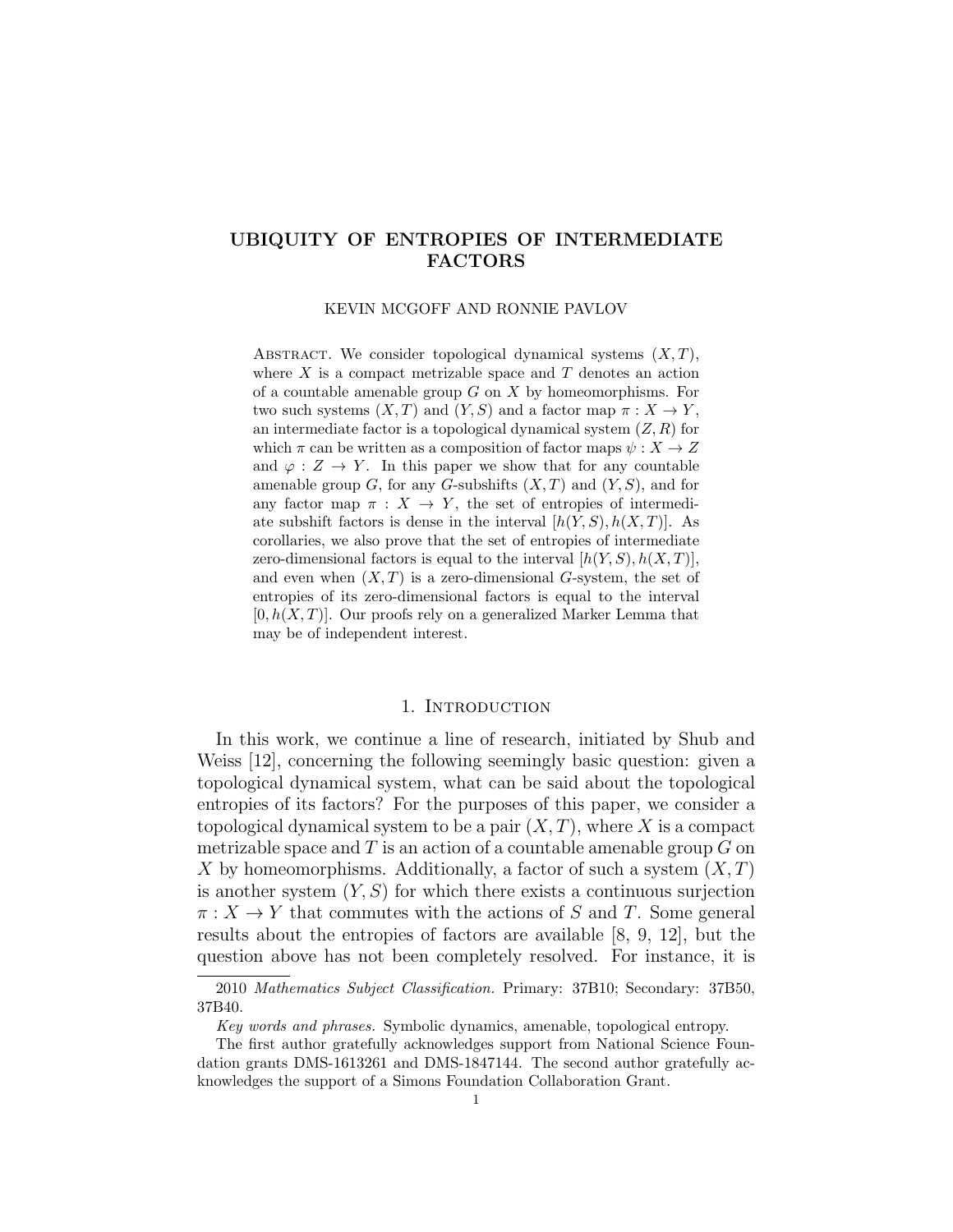# UBIQUITY OF ENTROPIES OF INTERMEDIATE FACTORS

KEVIN MCGOFF AND RONNIE PAVLOV

Abstract. We consider topological dynamical systems $(X, T)$, where $X$ is a compact metrizable space and $T$ denotes an action of a countable amenable group $G$ on $X$ by homeomorphisms. For two such systems $(X, T)$ and $(Y, S)$ and a factor map $\pi : X \to Y$, an intermediate factor is a topological dynamical system $(Z, R)$ for which $\pi$ can be written as a composition of factor maps $\psi : X \to Z$ and $\varphi : Z \to Y$. In this paper we show that for any countable amenable group $G$, for any $G$-subshifts $(X, T)$ and $(Y, S)$, and for any factor map $\pi : X \to Y$, the set of entropies of intermediate subshift factors is dense in the interval $[h(Y, S), h(X, T)]$. As corollaries, we also prove that the set of entropies of intermediate zero-dimensional factors is equal to the interval $[h(Y, S), h(X, T)]$, and even when $(X, T)$ is a zero-dimensional $G$-system, the set of entropies of its zero-dimensional factors is equal to the interval $[0, h(X, T)]$. Our proofs rely on a generalized Marker Lemma that may be of independent interest.

## 1. Introduction

In this work, we continue a line of research, initiated by Shub and Weiss [12], concerning the following seemingly basic question: given a topological dynamical system, what can be said about the topological entropies of its factors? For the purposes of this paper, we consider a topological dynamical system to be a pair $(X, T)$, where $X$ is a compact metrizable space and $T$ is an action of a countable amenable group $G$ on $X$ by homeomorphisms. Additionally, a factor of such a system $(X, T)$ is another system $(Y, S)$ for which there exists a continuous surjection $\pi : X \to Y$ that commutes with the actions of $S$ and $T$. Some general results about the entropies of factors are available [8, 9, 12], but the question above has not been completely resolved. For instance, it is

2010 *Mathematics Subject Classification.* Primary: 37B10; Secondary: 37B50, 37B40.

*Key words and phrases.* Symbolic dynamics, amenable, topological entropy.

The first author gratefully acknowledges support from National Science Foundation grants DMS-1613261 and DMS-1847144. The second author gratefully acknowledges the support of a Simons Foundation Collaboration Grant.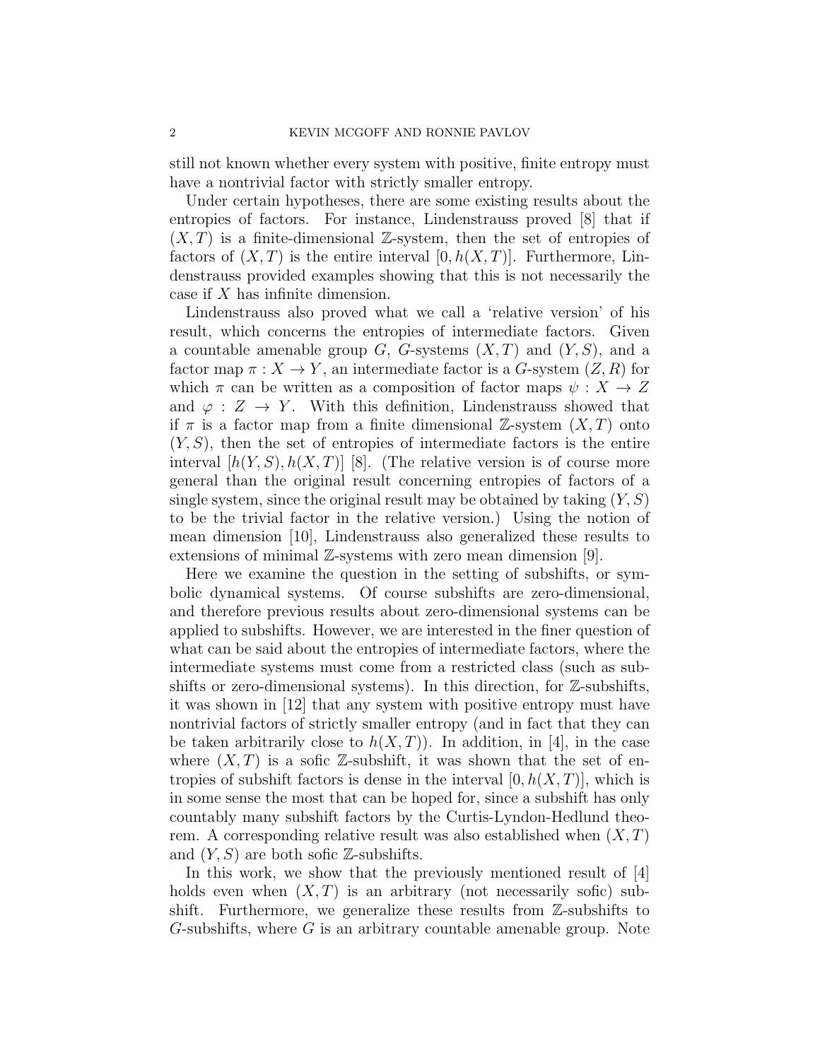still not known whether every system with positive, finite entropy must have a nontrivial factor with strictly smaller entropy.

Under certain hypotheses, there are some existing results about the entropies of factors. For instance, Lindenstrauss proved [8] that if $(X,T)$ is a finite-dimensional $\mathbb{Z}$-system, then the set of entropies of factors of $(X,T)$ is the entire interval $[0, h(X,T)]$. Furthermore, Lindenstrauss provided examples showing that this is not necessarily the case if $X$ has infinite dimension.

Lindenstrauss also proved what we call a 'relative version' of his result, which concerns the entropies of intermediate factors. Given a countable amenable group $G$, $G$-systems $(X,T)$ and $(Y,S)$, and a factor map $\pi : X \to Y$, an intermediate factor is a $G$-system $(Z,R)$ for which $\pi$ can be written as a composition of factor maps $\psi : X \to Z$ and $\varphi : Z \to Y$. With this definition, Lindenstrauss showed that if $\pi$ is a factor map from a finite dimensional $\mathbb{Z}$-system $(X,T)$ onto $(Y,S)$, then the set of entropies of intermediate factors is the entire interval $[h(Y,S), h(X,T)]$ [8]. (The relative version is of course more general than the original result concerning entropies of factors of a single system, since the original result may be obtained by taking $(Y,S)$ to be the trivial factor in the relative version.) Using the notion of mean dimension [10], Lindenstrauss also generalized these results to extensions of minimal $\mathbb{Z}$-systems with zero mean dimension [9].

Here we examine the question in the setting of subshifts, or symbolic dynamical systems. Of course subshifts are zero-dimensional, and therefore previous results about zero-dimensional systems can be applied to subshifts. However, we are interested in the finer question of what can be said about the entropies of intermediate factors, where the intermediate systems must come from a restricted class (such as subshifts or zero-dimensional systems). In this direction, for $\mathbb{Z}$-subshifts, it was shown in [12] that any system with positive entropy must have nontrivial factors of strictly smaller entropy (and in fact that they can be taken arbitrarily close to $h(X,T)$). In addition, in [4], in the case where $(X,T)$ is a sofic $\mathbb{Z}$-subshift, it was shown that the set of entropies of subshift factors is dense in the interval $[0, h(X,T)]$, which is in some sense the most that can be hoped for, since a subshift has only countably many subshift factors by the Curtis-Lyndon-Hedlund theorem. A corresponding relative result was also established when $(X,T)$ and $(Y,S)$ are both sofic $\mathbb{Z}$-subshifts.

In this work, we show that the previously mentioned result of [4] holds even when $(X,T)$ is an arbitrary (not necessarily sofic) subshift. Furthermore, we generalize these results from $\mathbb{Z}$-subshifts to $G$-subshifts, where $G$ is an arbitrary countable amenable group. Note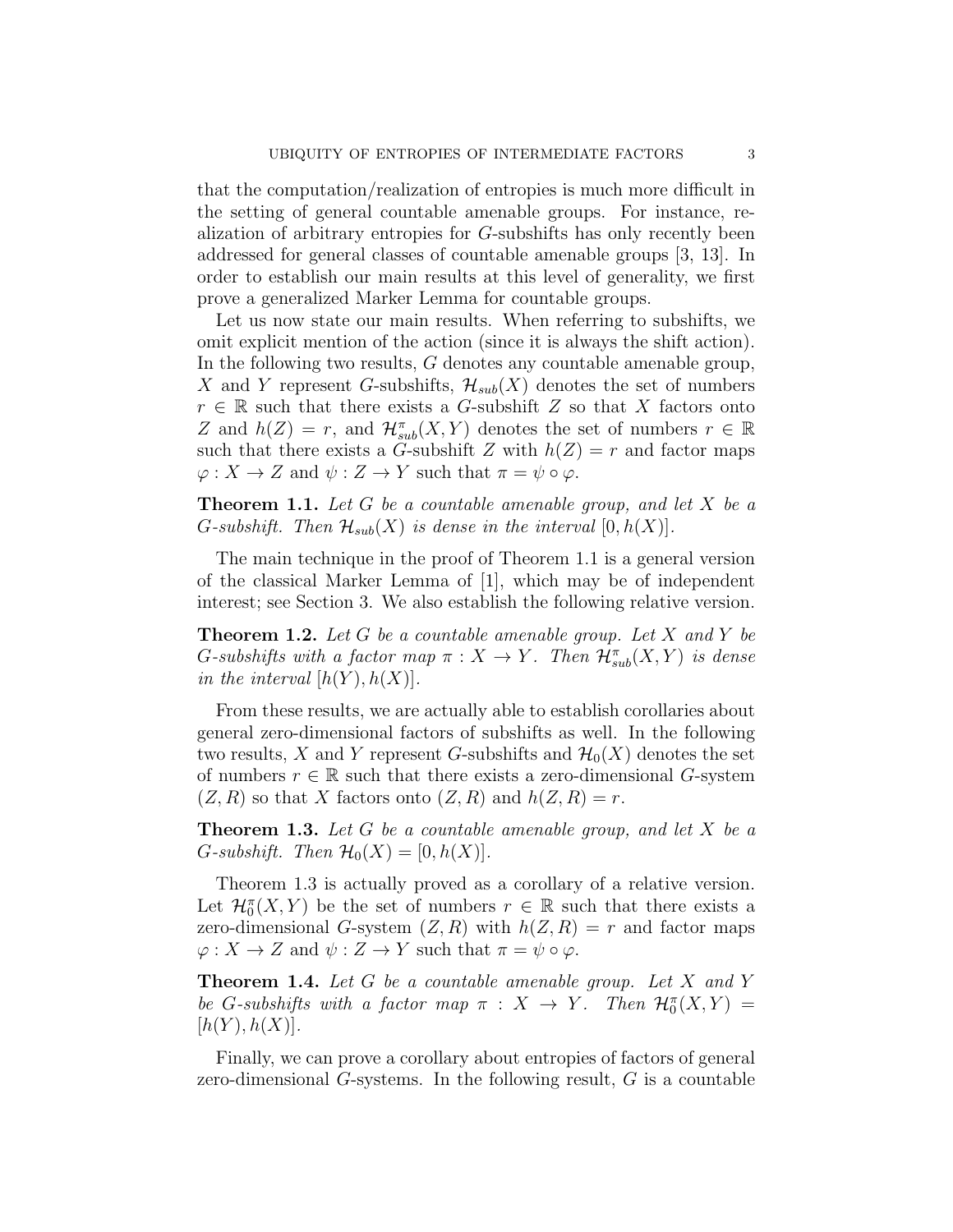that the computation/realization of entropies is much more difficult in the setting of general countable amenable groups. For instance, realization of arbitrary entropies for $G$-subshifts has only recently been addressed for general classes of countable amenable groups [3, 13]. In order to establish our main results at this level of generality, we first prove a generalized Marker Lemma for countable groups.

Let us now state our main results. When referring to subshifts, we omit explicit mention of the action (since it is always the shift action). In the following two results, $G$ denotes any countable amenable group, $X$ and $Y$ represent $G$-subshifts, $\mathcal{H}_{sub}(X)$ denotes the set of numbers $r \in \mathbb{R}$ such that there exists a $G$-subshift $Z$ so that $X$ factors onto $Z$ and $h(Z) = r$, and $\mathcal{H}^{\pi}_{sub}(X, Y)$ denotes the set of numbers $r \in \mathbb{R}$ such that there exists a $G$-subshift $Z$ with $h(Z) = r$ and factor maps $\varphi : X \to Z$ and $\psi : Z \to Y$ such that $\pi = \psi \circ \varphi$.

**Theorem 1.1.** *Let $G$ be a countable amenable group, and let $X$ be a $G$-subshift. Then $\mathcal{H}_{sub}(X)$ is dense in the interval $[0, h(X)]$.*

The main technique in the proof of Theorem 1.1 is a general version of the classical Marker Lemma of [1], which may be of independent interest; see Section 3. We also establish the following relative version.

**Theorem 1.2.** *Let $G$ be a countable amenable group. Let $X$ and $Y$ be $G$-subshifts with a factor map $\pi : X \to Y$. Then $\mathcal{H}^{\pi}_{sub}(X, Y)$ is dense in the interval $[h(Y), h(X)]$.*

From these results, we are actually able to establish corollaries about general zero-dimensional factors of subshifts as well. In the following two results, $X$ and $Y$ represent $G$-subshifts and $\mathcal{H}_0(X)$ denotes the set of numbers $r \in \mathbb{R}$ such that there exists a zero-dimensional $G$-system $(Z, R)$ so that $X$ factors onto $(Z, R)$ and $h(Z, R) = r$.

**Theorem 1.3.** *Let $G$ be a countable amenable group, and let $X$ be a $G$-subshift. Then $\mathcal{H}_0(X) = [0, h(X)]$.*

Theorem 1.3 is actually proved as a corollary of a relative version. Let $\mathcal{H}^{\pi}_0(X, Y)$ be the set of numbers $r \in \mathbb{R}$ such that there exists a zero-dimensional $G$-system $(Z, R)$ with $h(Z, R) = r$ and factor maps $\varphi : X \to Z$ and $\psi : Z \to Y$ such that $\pi = \psi \circ \varphi$.

**Theorem 1.4.** *Let $G$ be a countable amenable group. Let $X$ and $Y$ be $G$-subshifts with a factor map $\pi : X \to Y$. Then $\mathcal{H}^{\pi}_0(X, Y) = [h(Y), h(X)]$.*

Finally, we can prove a corollary about entropies of factors of general zero-dimensional $G$-systems. In the following result, $G$ is a countable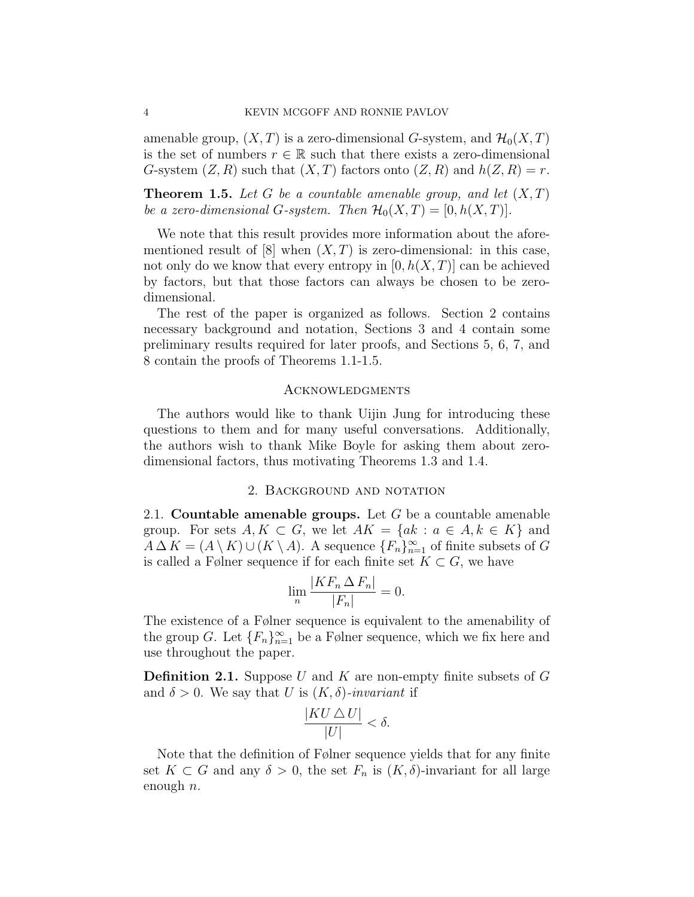amenable group, $(X, T)$ is a zero-dimensional $G$-system, and $\mathcal{H}_0(X, T)$ is the set of numbers $r \in \mathbb{R}$ such that there exists a zero-dimensional $G$-system $(Z, R)$ such that $(X, T)$ factors onto $(Z, R)$ and $h(Z, R) = r$.

**Theorem 1.5.** *Let $G$ be a countable amenable group, and let $(X, T)$ be a zero-dimensional $G$-system. Then $\mathcal{H}_0(X, T) = [0, h(X, T)]$.*

We note that this result provides more information about the aforementioned result of [8] when $(X, T)$ is zero-dimensional: in this case, not only do we know that every entropy in $[0, h(X, T)]$ can be achieved by factors, but that those factors can always be chosen to be zero-dimensional.

The rest of the paper is organized as follows. Section 2 contains necessary background and notation, Sections 3 and 4 contain some preliminary results required for later proofs, and Sections 5, 6, 7, and 8 contain the proofs of Theorems 1.1-1.5.

## Acknowledgments

The authors would like to thank Uijin Jung for introducing these questions to them and for many useful conversations. Additionally, the authors wish to thank Mike Boyle for asking them about zero-dimensional factors, thus motivating Theorems 1.3 and 1.4.

## 2. Background and notation

2.1. **Countable amenable groups.** Let $G$ be a countable amenable group. For sets $A, K \subset G$, we let $AK = \{ak : a \in A, k \in K\}$ and $A \, \Delta \, K = (A \setminus K) \cup (K \setminus A)$. A sequence $\{F_n\}_{n=1}^{\infty}$ of finite subsets of $G$ is called a Følner sequence if for each finite set $K \subset G$, we have

$$\lim_n \frac{|KF_n \, \Delta \, F_n|}{|F_n|} = 0.$$

The existence of a Følner sequence is equivalent to the amenability of the group $G$. Let $\{F_n\}_{n=1}^{\infty}$ be a Følner sequence, which we fix here and use throughout the paper.

**Definition 2.1.** Suppose $U$ and $K$ are non-empty finite subsets of $G$ and $\delta > 0$. We say that $U$ is *$(K, \delta)$-invariant* if

$$\frac{|KU \triangle U|}{|U|} < \delta.$$

Note that the definition of Følner sequence yields that for any finite set $K \subset G$ and any $\delta > 0$, the set $F_n$ is $(K, \delta)$-invariant for all large enough $n$.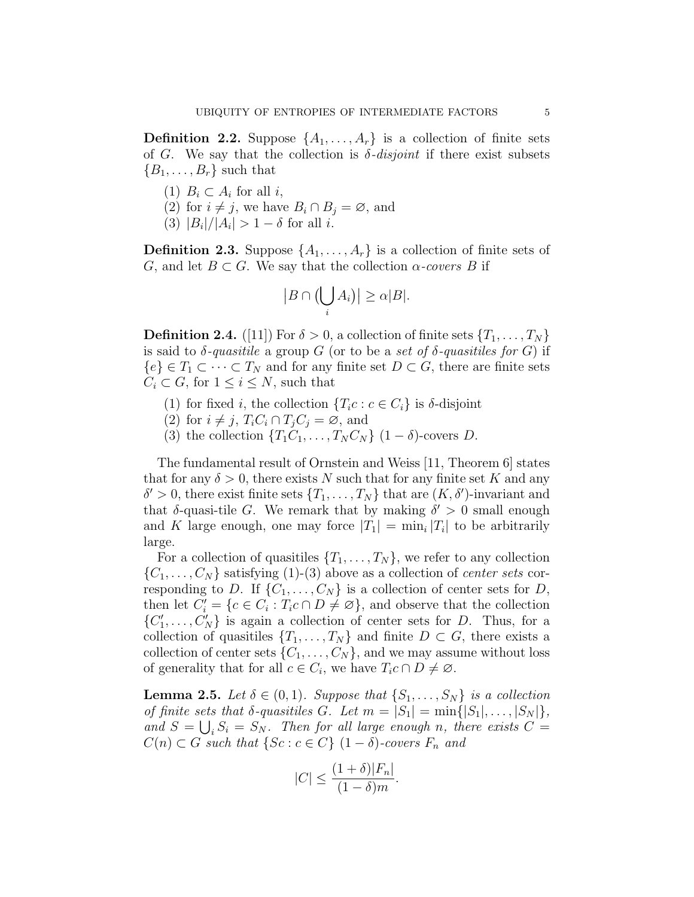**Definition 2.2.** Suppose $\{A_1, \ldots, A_r\}$ is a collection of finite sets of $G$. We say that the collection is *$\delta$-disjoint* if there exist subsets $\{B_1, \ldots, B_r\}$ such that

1. $B_i \subset A_i$ for all $i$,
2. for $i \neq j$, we have $B_i \cap B_j = \varnothing$, and
3. $|B_i|/|A_i| > 1 - \delta$ for all $i$.

**Definition 2.3.** Suppose $\{A_1, \ldots, A_r\}$ is a collection of finite sets of $G$, and let $B \subset G$. We say that the collection *$\alpha$-covers* $B$ if

$$\big|B \cap \big(\bigcup_i A_i\big)\big| \geq \alpha |B|.$$

**Definition 2.4.** ([11]) For $\delta > 0$, a collection of finite sets $\{T_1, \ldots, T_N\}$ is said to *$\delta$-quasitile* a group $G$ (or to be a *set of $\delta$-quasitiles for* $G$) if $\{e\} \in T_1 \subset \cdots \subset T_N$ and for any finite set $D \subset G$, there are finite sets $C_i \subset G$, for $1 \leq i \leq N$, such that

1. for fixed $i$, the collection $\{T_i c : c \in C_i\}$ is $\delta$-disjoint
2. for $i \neq j$, $T_i C_i \cap T_j C_j = \varnothing$, and
3. the collection $\{T_1 C_1, \ldots, T_N C_N\}$ $(1 - \delta)$-covers $D$.

The fundamental result of Ornstein and Weiss [11, Theorem 6] states that for any $\delta > 0$, there exists $N$ such that for any finite set $K$ and any $\delta' > 0$, there exist finite sets $\{T_1, \ldots, T_N\}$ that are $(K, \delta')$-invariant and that $\delta$-quasi-tile $G$. We remark that by making $\delta' > 0$ small enough and $K$ large enough, one may force $|T_1| = \min_i |T_i|$ to be arbitrarily large.

For a collection of quasitiles $\{T_1, \ldots, T_N\}$, we refer to any collection $\{C_1, \ldots, C_N\}$ satisfying (1)-(3) above as a collection of *center sets* corresponding to $D$. If $\{C_1, \ldots, C_N\}$ is a collection of center sets for $D$, then let $C_i' = \{c \in C_i : T_i c \cap D \neq \varnothing\}$, and observe that the collection $\{C_1', \ldots, C_N'\}$ is again a collection of center sets for $D$. Thus, for a collection of quasitiles $\{T_1, \ldots, T_N\}$ and finite $D \subset G$, there exists a collection of center sets $\{C_1, \ldots, C_N\}$, and we may assume without loss of generality that for all $c \in C_i$, we have $T_i c \cap D \neq \varnothing$.

**Lemma 2.5.** *Let $\delta \in (0, 1)$. Suppose that $\{S_1, \ldots, S_N\}$ is a collection of finite sets that $\delta$-quasitiles $G$. Let $m = |S_1| = \min\{|S_1|, \ldots, |S_N|\}$, and $S = \bigcup_i S_i = S_N$. Then for all large enough $n$, there exists $C = C(n) \subset G$ such that $\{Sc : c \in C\}$ $(1 - \delta)$-covers $F_n$ and*

$$|C| \leq \frac{(1 + \delta)|F_n|}{(1 - \delta)m}.$$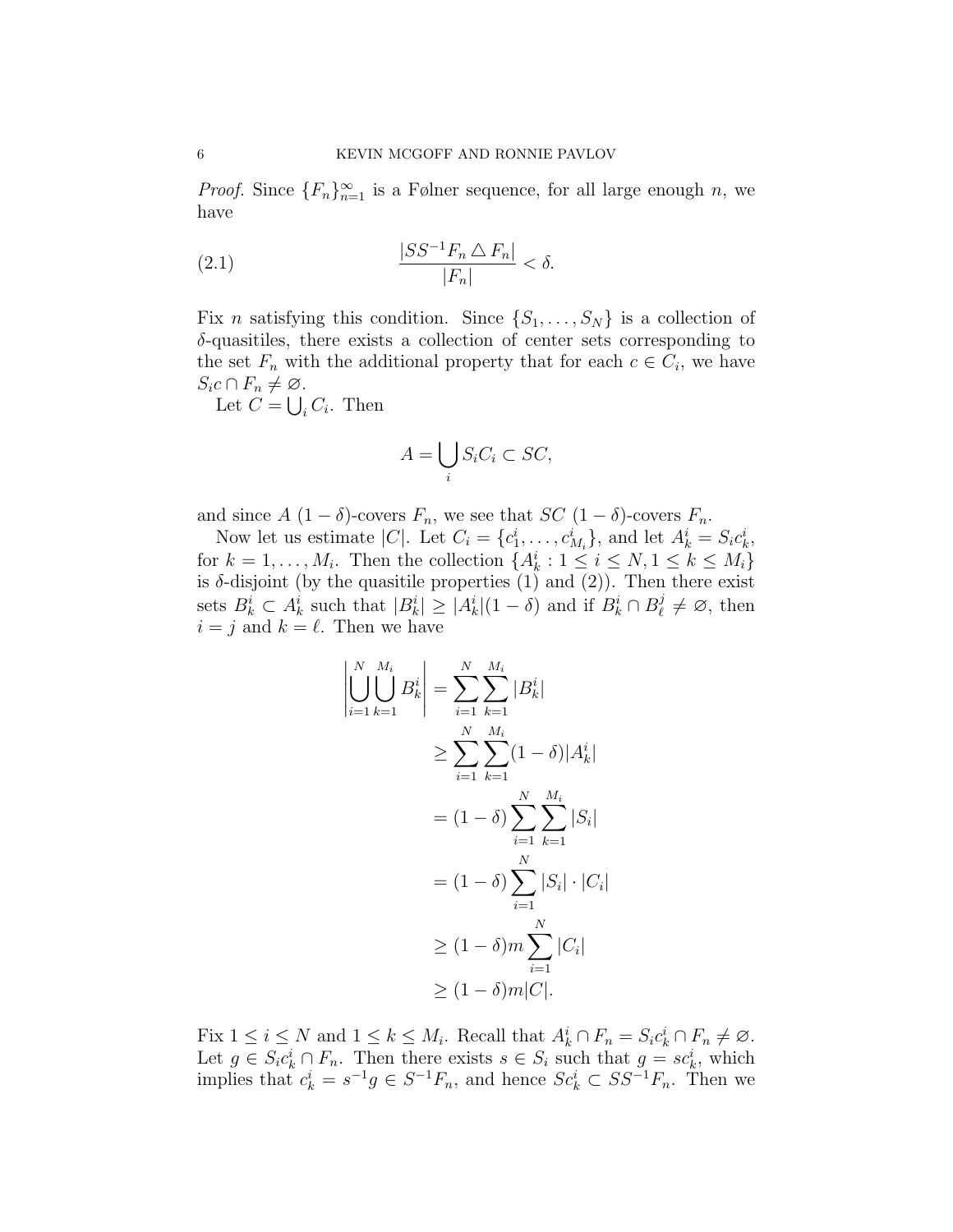*Proof.* Since $\{F_n\}_{n=1}^\infty$ is a Følner sequence, for all large enough $n$, we have

$$\frac{|SS^{-1}F_n \triangle F_n|}{|F_n|} < \delta. \tag{2.1}$$

Fix $n$ satisfying this condition. Since $\{S_1, \ldots, S_N\}$ is a collection of $\delta$-quasitiles, there exists a collection of center sets corresponding to the set $F_n$ with the additional property that for each $c \in C_i$, we have $S_i c \cap F_n \neq \varnothing$.

Let $C = \bigcup_i C_i$. Then

$$A = \bigcup_i S_i C_i \subset SC,$$

and since $A$ $(1-\delta)$-covers $F_n$, we see that $SC$ $(1-\delta)$-covers $F_n$.

Now let us estimate $|C|$. Let $C_i = \{c_1^i, \ldots, c_{M_i}^i\}$, and let $A_k^i = S_i c_k^i$, for $k = 1, \ldots, M_i$. Then the collection $\{A_k^i : 1 \leq i \leq N, 1 \leq k \leq M_i\}$ is $\delta$-disjoint (by the quasitile properties (1) and (2)). Then there exist sets $B_k^i \subset A_k^i$ such that $|B_k^i| \geq |A_k^i|(1-\delta)$ and if $B_k^i \cap B_\ell^j \neq \varnothing$, then $i = j$ and $k = \ell$. Then we have

$$\begin{aligned}
\left| \bigcup_{i=1}^N \bigcup_{k=1}^{M_i} B_k^i \right| &= \sum_{i=1}^N \sum_{k=1}^{M_i} |B_k^i| \\
&\geq \sum_{i=1}^N \sum_{k=1}^{M_i} (1-\delta)|A_k^i| \\
&= (1-\delta) \sum_{i=1}^N \sum_{k=1}^{M_i} |S_i| \\
&= (1-\delta) \sum_{i=1}^N |S_i| \cdot |C_i| \\
&\geq (1-\delta) m \sum_{i=1}^N |C_i| \\
&\geq (1-\delta) m |C|.
\end{aligned}$$

Fix $1 \leq i \leq N$ and $1 \leq k \leq M_i$. Recall that $A_k^i \cap F_n = S_i c_k^i \cap F_n \neq \varnothing$. Let $g \in S_i c_k^i \cap F_n$. Then there exists $s \in S_i$ such that $g = s c_k^i$, which implies that $c_k^i = s^{-1} g \in S^{-1} F_n$, and hence $S c_k^i \subset SS^{-1} F_n$. Then we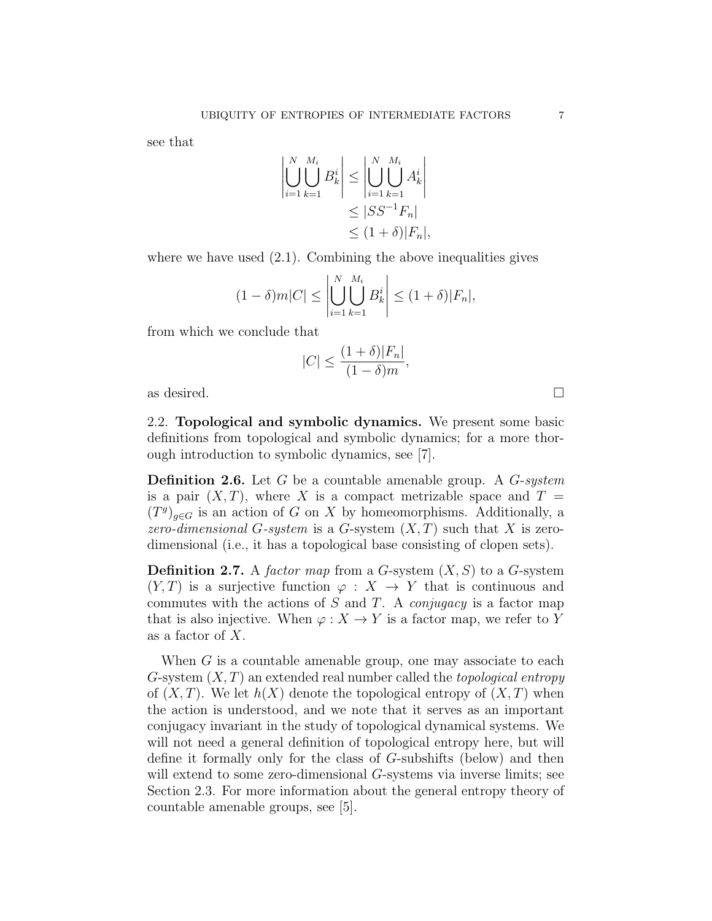see that

$$\left| \bigcup_{i=1}^{N} \bigcup_{k=1}^{M_i} B_k^i \right| \leq \left| \bigcup_{i=1}^{N} \bigcup_{k=1}^{M_i} A_k^i \right|$$
$$\leq |SS^{-1}F_n|$$
$$\leq (1+\delta)|F_n|,$$

where we have used (2.1). Combining the above inequalities gives

$$(1-\delta)m|C| \leq \left| \bigcup_{i=1}^{N} \bigcup_{k=1}^{M_i} B_k^i \right| \leq (1+\delta)|F_n|,$$

from which we conclude that

$$|C| \leq \frac{(1+\delta)|F_n|}{(1-\delta)m},$$

as desired. □

2.2. **Topological and symbolic dynamics.** We present some basic definitions from topological and symbolic dynamics; for a more thorough introduction to symbolic dynamics, see [7].

**Definition 2.6.** Let $G$ be a countable amenable group. A *$G$-system* is a pair $(X, T)$, where $X$ is a compact metrizable space and $T = (T^g)_{g \in G}$ is an action of $G$ on $X$ by homeomorphisms. Additionally, a *zero-dimensional $G$-system* is a $G$-system $(X, T)$ such that $X$ is zero-dimensional (i.e., it has a topological base consisting of clopen sets).

**Definition 2.7.** A *factor map* from a $G$-system $(X, S)$ to a $G$-system $(Y, T)$ is a surjective function $\varphi : X \to Y$ that is continuous and commutes with the actions of $S$ and $T$. A *conjugacy* is a factor map that is also injective. When $\varphi : X \to Y$ is a factor map, we refer to $Y$ as a factor of $X$.

When $G$ is a countable amenable group, one may associate to each $G$-system $(X, T)$ an extended real number called the *topological entropy* of $(X, T)$. We let $h(X)$ denote the topological entropy of $(X, T)$ when the action is understood, and we note that it serves as an important conjugacy invariant in the study of topological dynamical systems. We will not need a general definition of topological entropy here, but will define it formally only for the class of $G$-subshifts (below) and then will extend to some zero-dimensional $G$-systems via inverse limits; see Section 2.3. For more information about the general entropy theory of countable amenable groups, see [5].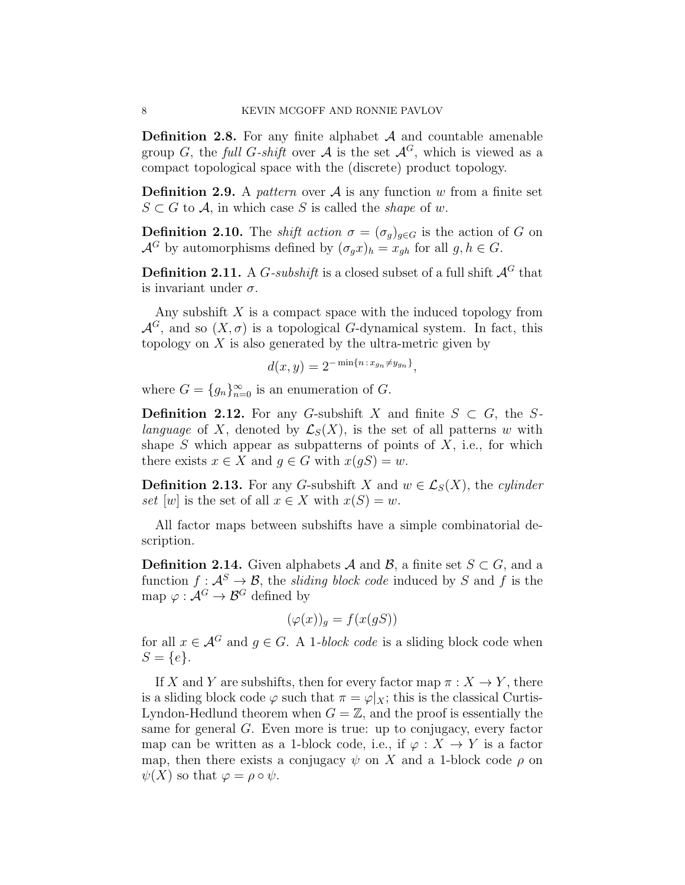**Definition 2.8.** For any finite alphabet $\mathcal{A}$ and countable amenable group $G$, the *full $G$-shift* over $\mathcal{A}$ is the set $\mathcal{A}^G$, which is viewed as a compact topological space with the (discrete) product topology.

**Definition 2.9.** A *pattern* over $\mathcal{A}$ is any function $w$ from a finite set $S \subset G$ to $\mathcal{A}$, in which case $S$ is called the *shape* of $w$.

**Definition 2.10.** The *shift action* $\sigma = (\sigma_g)_{g \in G}$ is the action of $G$ on $\mathcal{A}^G$ by automorphisms defined by $(\sigma_g x)_h = x_{gh}$ for all $g, h \in G$.

**Definition 2.11.** A *$G$-subshift* is a closed subset of a full shift $\mathcal{A}^G$ that is invariant under $\sigma$.

Any subshift $X$ is a compact space with the induced topology from $\mathcal{A}^G$, and so $(X, \sigma)$ is a topological $G$-dynamical system. In fact, this topology on $X$ is also generated by the ultra-metric given by

$$d(x, y) = 2^{-\min\{n : x_{g_n} \neq y_{g_n}\}},$$

where $G = \{g_n\}_{n=0}^{\infty}$ is an enumeration of $G$.

**Definition 2.12.** For any $G$-subshift $X$ and finite $S \subset G$, the *$S$-language* of $X$, denoted by $\mathcal{L}_S(X)$, is the set of all patterns $w$ with shape $S$ which appear as subpatterns of points of $X$, i.e., for which there exists $x \in X$ and $g \in G$ with $x(gS) = w$.

**Definition 2.13.** For any $G$-subshift $X$ and $w \in \mathcal{L}_S(X)$, the *cylinder set* $[w]$ is the set of all $x \in X$ with $x(S) = w$.

All factor maps between subshifts have a simple combinatorial description.

**Definition 2.14.** Given alphabets $\mathcal{A}$ and $\mathcal{B}$, a finite set $S \subset G$, and a function $f : \mathcal{A}^S \to \mathcal{B}$, the *sliding block code* induced by $S$ and $f$ is the map $\varphi : \mathcal{A}^G \to \mathcal{B}^G$ defined by

$$(\varphi(x))_g = f(x(gS))$$

for all $x \in \mathcal{A}^G$ and $g \in G$. A *1-block code* is a sliding block code when $S = \{e\}$.

If $X$ and $Y$ are subshifts, then for every factor map $\pi : X \to Y$, there is a sliding block code $\varphi$ such that $\pi = \varphi|_X$; this is the classical Curtis-Lyndon-Hedlund theorem when $G = \mathbb{Z}$, and the proof is essentially the same for general $G$. Even more is true: up to conjugacy, every factor map can be written as a 1-block code, i.e., if $\varphi : X \to Y$ is a factor map, then there exists a conjugacy $\psi$ on $X$ and a 1-block code $\rho$ on $\psi(X)$ so that $\varphi = \rho \circ \psi$.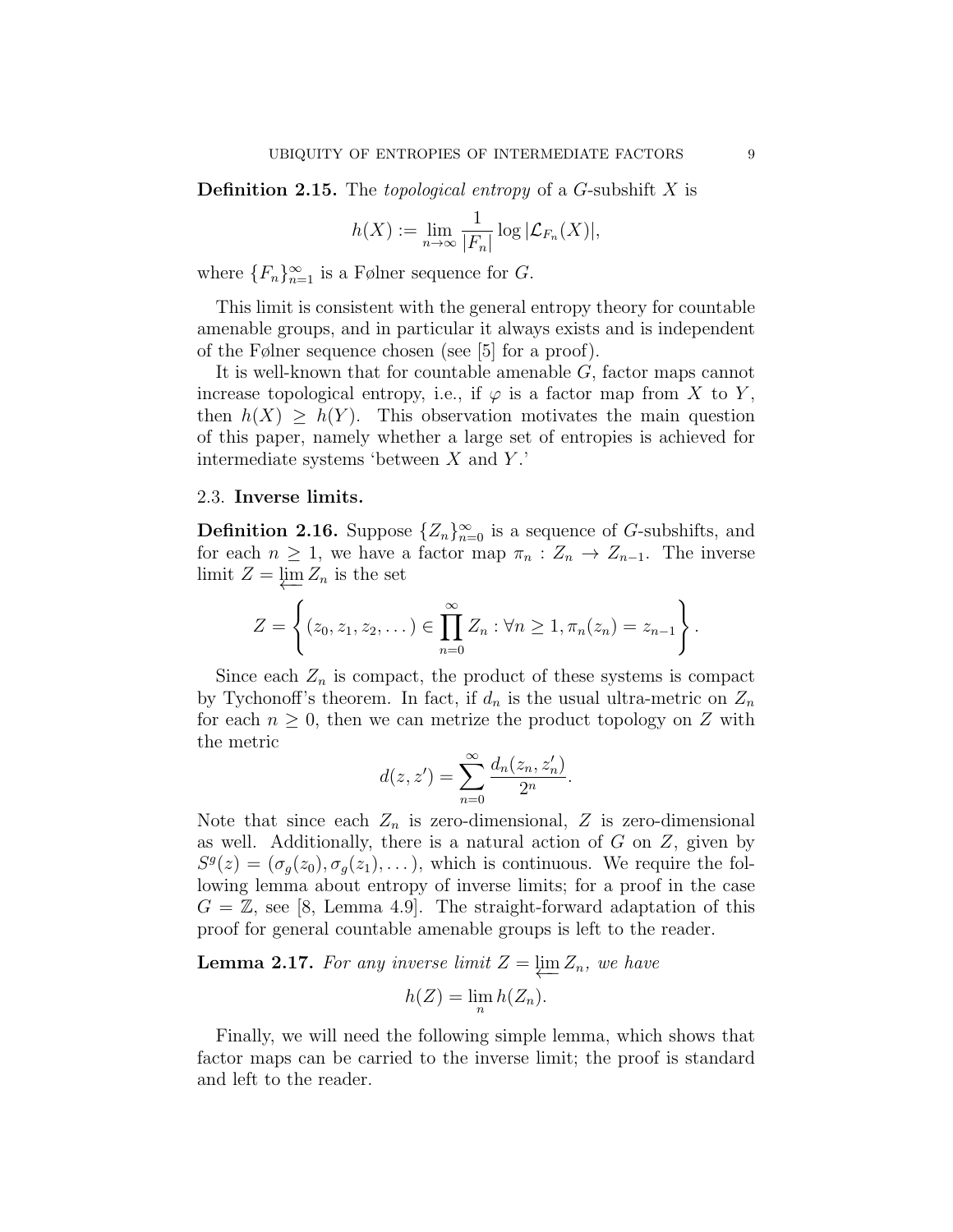**Definition 2.15.** The *topological entropy* of a $G$-subshift $X$ is

$$h(X) := \lim_{n\to\infty} \frac{1}{|F_n|} \log |\mathcal{L}_{F_n}(X)|,$$

where $\{F_n\}_{n=1}^{\infty}$ is a Følner sequence for $G$.

This limit is consistent with the general entropy theory for countable amenable groups, and in particular it always exists and is independent of the Følner sequence chosen (see [5] for a proof).

It is well-known that for countable amenable $G$, factor maps cannot increase topological entropy, i.e., if $\varphi$ is a factor map from $X$ to $Y$, then $h(X) \geq h(Y)$. This observation motivates the main question of this paper, namely whether a large set of entropies is achieved for intermediate systems 'between $X$ and $Y$.'

### 2.3. Inverse limits.

**Definition 2.16.** Suppose $\{Z_n\}_{n=0}^{\infty}$ is a sequence of $G$-subshifts, and for each $n \geq 1$, we have a factor map $\pi_n : Z_n \to Z_{n-1}$. The inverse limit $Z = \varprojlim Z_n$ is the set

$$Z = \left\{ (z_0, z_1, z_2, \dots) \in \prod_{n=0}^{\infty} Z_n : \forall n \geq 1, \pi_n(z_n) = z_{n-1} \right\}.$$

Since each $Z_n$ is compact, the product of these systems is compact by Tychonoff's theorem. In fact, if $d_n$ is the usual ultra-metric on $Z_n$ for each $n \geq 0$, then we can metrize the product topology on $Z$ with the metric

$$d(z, z') = \sum_{n=0}^{\infty} \frac{d_n(z_n, z'_n)}{2^n}.$$

Note that since each $Z_n$ is zero-dimensional, $Z$ is zero-dimensional as well. Additionally, there is a natural action of $G$ on $Z$, given by $S^g(z) = (\sigma_g(z_0), \sigma_g(z_1), \dots)$, which is continuous. We require the following lemma about entropy of inverse limits; for a proof in the case $G = \mathbb{Z}$, see [8, Lemma 4.9]. The straight-forward adaptation of this proof for general countable amenable groups is left to the reader.

**Lemma 2.17.** *For any inverse limit $Z = \varprojlim Z_n$, we have*

$$h(Z) = \lim_n h(Z_n).$$

Finally, we will need the following simple lemma, which shows that factor maps can be carried to the inverse limit; the proof is standard and left to the reader.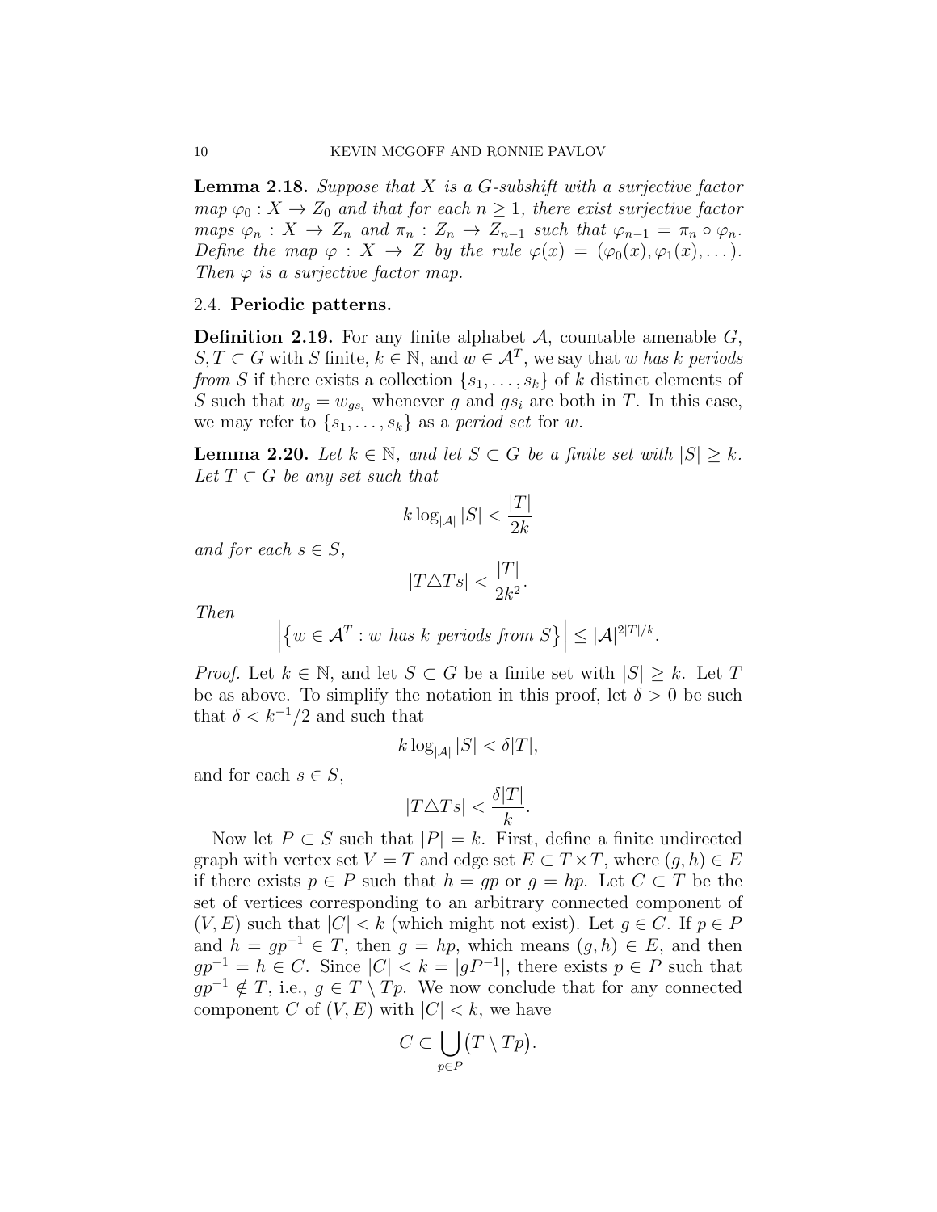**Lemma 2.18.** *Suppose that $X$ is a $G$-subshift with a surjective factor map $\varphi_0 : X \to Z_0$ and that for each $n \geq 1$, there exist surjective factor maps $\varphi_n : X \to Z_n$ and $\pi_n : Z_n \to Z_{n-1}$ such that $\varphi_{n-1} = \pi_n \circ \varphi_n$. Define the map $\varphi : X \to Z$ by the rule $\varphi(x) = (\varphi_0(x), \varphi_1(x), \dots)$. Then $\varphi$ is a surjective factor map.*

### 2.4. Periodic patterns.

**Definition 2.19.** For any finite alphabet $\mathcal{A}$, countable amenable $G$, $S, T \subset G$ with $S$ finite, $k \in \mathbb{N}$, and $w \in \mathcal{A}^T$, we say that $w$ *has $k$ periods from $S$* if there exists a collection $\{s_1, \dots, s_k\}$ of $k$ distinct elements of $S$ such that $w_g = w_{gs_i}$ whenever $g$ and $gs_i$ are both in $T$. In this case, we may refer to $\{s_1, \dots, s_k\}$ as a *period set* for $w$.

**Lemma 2.20.** *Let $k \in \mathbb{N}$, and let $S \subset G$ be a finite set with $|S| \geq k$. Let $T \subset G$ be any set such that*

$$k \log_{|\mathcal{A}|} |S| < \frac{|T|}{2k}$$

*and for each $s \in S$,*

$$|T \triangle Ts| < \frac{|T|}{2k^2}.$$

*Then*

$$\left|\left\{w \in \mathcal{A}^T : w \text{ has } k \text{ periods from } S\right\}\right| \leq |\mathcal{A}|^{2|T|/k}.$$

*Proof.* Let $k \in \mathbb{N}$, and let $S \subset G$ be a finite set with $|S| \geq k$. Let $T$ be as above. To simplify the notation in this proof, let $\delta > 0$ be such that $\delta < k^{-1}/2$ and such that

$$k \log_{|\mathcal{A}|} |S| < \delta |T|,$$

and for each $s \in S$,

$$|T \triangle Ts| < \frac{\delta |T|}{k}.$$

Now let $P \subset S$ such that $|P| = k$. First, define a finite undirected graph with vertex set $V = T$ and edge set $E \subset T \times T$, where $(g, h) \in E$ if there exists $p \in P$ such that $h = gp$ or $g = hp$. Let $C \subset T$ be the set of vertices corresponding to an arbitrary connected component of $(V, E)$ such that $|C| < k$ (which might not exist). Let $g \in C$. If $p \in P$ and $h = gp^{-1} \in T$, then $g = hp$, which means $(g, h) \in E$, and then $gp^{-1} = h \in C$. Since $|C| < k = |gP^{-1}|$, there exists $p \in P$ such that $gp^{-1} \notin T$, i.e., $g \in T \setminus Tp$. We now conclude that for any connected component $C$ of $(V, E)$ with $|C| < k$, we have

$$C \subset \bigcup_{p \in P} (T \setminus Tp).$$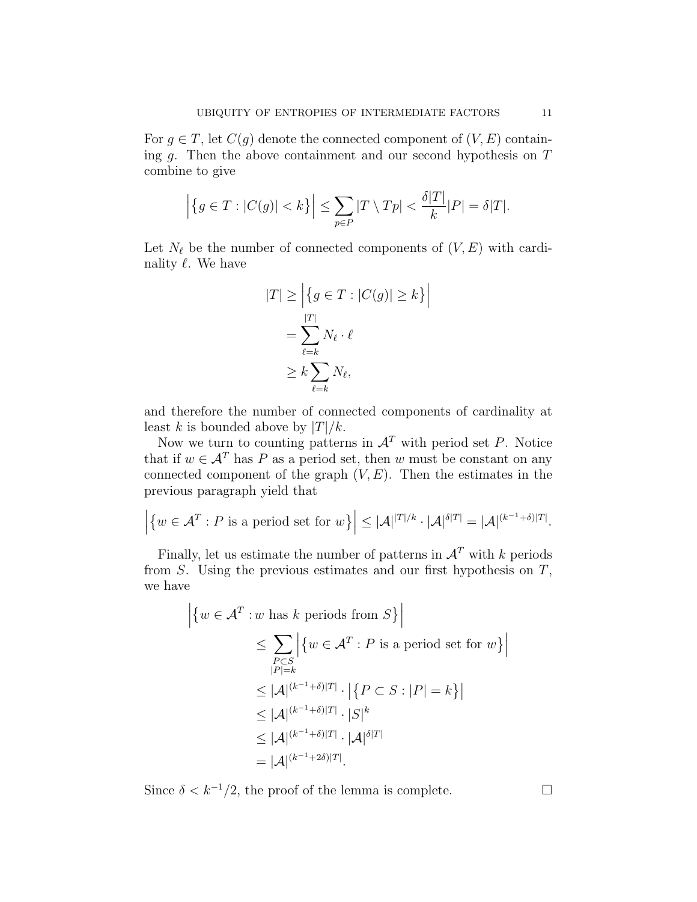For $g \in T$, let $C(g)$ denote the connected component of $(V, E)$ containing $g$. Then the above containment and our second hypothesis on $T$ combine to give

$$\left| \{ g \in T : |C(g)| < k \} \right| \leq \sum_{p \in P} |T \setminus Tp| < \frac{\delta |T|}{k} |P| = \delta |T|.$$

Let $N_\ell$ be the number of connected components of $(V, E)$ with cardinality $\ell$. We have

$$\begin{aligned} |T| &\geq \left| \{ g \in T : |C(g)| \geq k \} \right| \\ &= \sum_{\ell = k}^{|T|} N_\ell \cdot \ell \\ &\geq k \sum_{\ell = k} N_\ell, \end{aligned}$$

and therefore the number of connected components of cardinality at least $k$ is bounded above by $|T|/k$.

Now we turn to counting patterns in $\mathcal{A}^T$ with period set $P$. Notice that if $w \in \mathcal{A}^T$ has $P$ as a period set, then $w$ must be constant on any connected component of the graph $(V, E)$. Then the estimates in the previous paragraph yield that

$$\left| \{ w \in \mathcal{A}^T : P \text{ is a period set for } w \} \right| \leq |\mathcal{A}|^{|T|/k} \cdot |\mathcal{A}|^{\delta |T|} = |\mathcal{A}|^{(k^{-1} + \delta)|T|}.$$

Finally, let us estimate the number of patterns in $\mathcal{A}^T$ with $k$ periods from $S$. Using the previous estimates and our first hypothesis on $T$, we have

$$\begin{aligned} &\left| \{ w \in \mathcal{A}^T : w \text{ has } k \text{ periods from } S \} \right| \\ &\qquad \leq \sum_{\substack{P \subset S \\ |P| = k}} \left| \{ w \in \mathcal{A}^T : P \text{ is a period set for } w \} \right| \\ &\qquad \leq |\mathcal{A}|^{(k^{-1} + \delta)|T|} \cdot \left| \{ P \subset S : |P| = k \} \right| \\ &\qquad \leq |\mathcal{A}|^{(k^{-1} + \delta)|T|} \cdot |S|^k \\ &\qquad \leq |\mathcal{A}|^{(k^{-1} + \delta)|T|} \cdot |\mathcal{A}|^{\delta |T|} \\ &\qquad = |\mathcal{A}|^{(k^{-1} + 2\delta)|T|}. \end{aligned}$$

Since $\delta < k^{-1}/2$, the proof of the lemma is complete. $\square$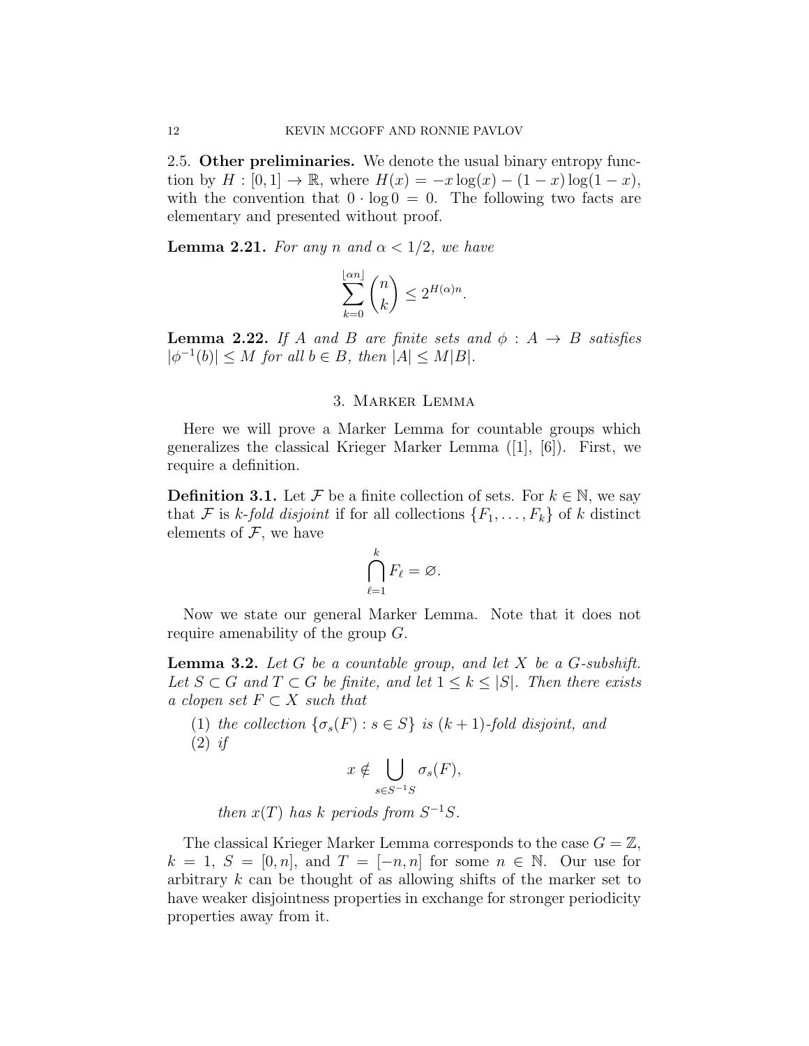2.5. **Other preliminaries.** We denote the usual binary entropy function by $H : [0,1] \to \mathbb{R}$, where $H(x) = -x\log(x) - (1-x)\log(1-x)$, with the convention that $0 \cdot \log 0 = 0$. The following two facts are elementary and presented without proof.

**Lemma 2.21.** *For any $n$ and $\alpha < 1/2$, we have*

$$\sum_{k=0}^{\lfloor \alpha n \rfloor} \binom{n}{k} \leq 2^{H(\alpha)n}.$$

**Lemma 2.22.** *If $A$ and $B$ are finite sets and $\phi : A \to B$ satisfies $|\phi^{-1}(b)| \leq M$ for all $b \in B$, then $|A| \leq M|B|$.*

## 3. Marker Lemma

Here we will prove a Marker Lemma for countable groups which generalizes the classical Krieger Marker Lemma ([1], [6]). First, we require a definition.

**Definition 3.1.** Let $\mathcal{F}$ be a finite collection of sets. For $k \in \mathbb{N}$, we say that $\mathcal{F}$ is *$k$-fold disjoint* if for all collections $\{F_1, \ldots, F_k\}$ of $k$ distinct elements of $\mathcal{F}$, we have

$$\bigcap_{\ell=1}^{k} F_\ell = \varnothing.$$

Now we state our general Marker Lemma. Note that it does not require amenability of the group $G$.

**Lemma 3.2.** *Let $G$ be a countable group, and let $X$ be a $G$-subshift. Let $S \subset G$ and $T \subset G$ be finite, and let $1 \leq k \leq |S|$. Then there exists a clopen set $F \subset X$ such that*

1. *the collection $\{\sigma_s(F) : s \in S\}$ is $(k+1)$-fold disjoint, and*
2. *if*

$$x \notin \bigcup_{s \in S^{-1}S} \sigma_s(F),$$

*then $x(T)$ has $k$ periods from $S^{-1}S$.*

The classical Krieger Marker Lemma corresponds to the case $G = \mathbb{Z}$, $k = 1$, $S = [0, n]$, and $T = [-n, n]$ for some $n \in \mathbb{N}$. Our use for arbitrary $k$ can be thought of as allowing shifts of the marker set to have weaker disjointness properties in exchange for stronger periodicity properties away from it.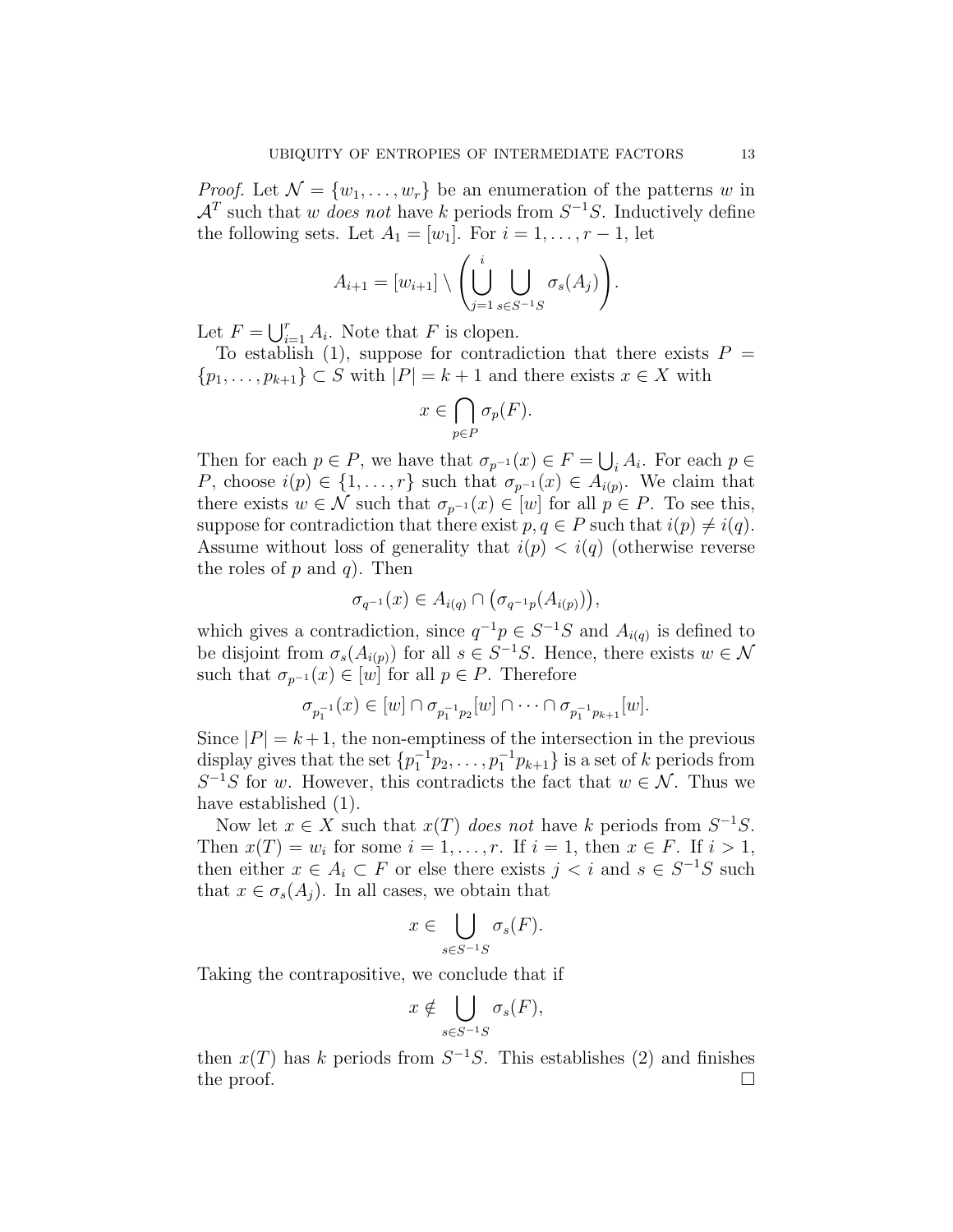*Proof.* Let $\mathcal{N} = \{w_1, \ldots, w_r\}$ be an enumeration of the patterns $w$ in $\mathcal{A}^T$ such that $w$ *does not* have $k$ periods from $S^{-1}S$. Inductively define the following sets. Let $A_1 = [w_1]$. For $i = 1, \ldots, r-1$, let

$$A_{i+1} = [w_{i+1}] \setminus \left( \bigcup_{j=1}^{i} \bigcup_{s \in S^{-1}S} \sigma_s(A_j) \right).$$

Let $F = \bigcup_{i=1}^{r} A_i$. Note that $F$ is clopen.

To establish (1), suppose for contradiction that there exists $P = \{p_1, \ldots, p_{k+1}\} \subset S$ with $|P| = k+1$ and there exists $x \in X$ with

$$x \in \bigcap_{p \in P} \sigma_p(F).$$

Then for each $p \in P$, we have that $\sigma_{p^{-1}}(x) \in F = \bigcup_i A_i$. For each $p \in P$, choose $i(p) \in \{1, \ldots, r\}$ such that $\sigma_{p^{-1}}(x) \in A_{i(p)}$. We claim that there exists $w \in \mathcal{N}$ such that $\sigma_{p^{-1}}(x) \in [w]$ for all $p \in P$. To see this, suppose for contradiction that there exist $p, q \in P$ such that $i(p) \neq i(q)$. Assume without loss of generality that $i(p) < i(q)$ (otherwise reverse the roles of $p$ and $q$). Then

$$\sigma_{q^{-1}}(x) \in A_{i(q)} \cap \left( \sigma_{q^{-1}p}(A_{i(p)}) \right),$$

which gives a contradiction, since $q^{-1}p \in S^{-1}S$ and $A_{i(q)}$ is defined to be disjoint from $\sigma_s(A_{i(p)})$ for all $s \in S^{-1}S$. Hence, there exists $w \in \mathcal{N}$ such that $\sigma_{p^{-1}}(x) \in [w]$ for all $p \in P$. Therefore

$$\sigma_{p_1^{-1}}(x) \in [w] \cap \sigma_{p_1^{-1}p_2}[w] \cap \cdots \cap \sigma_{p_1^{-1}p_{k+1}}[w].$$

Since $|P| = k+1$, the non-emptiness of the intersection in the previous display gives that the set $\{p_1^{-1}p_2, \ldots, p_1^{-1}p_{k+1}\}$ is a set of $k$ periods from $S^{-1}S$ for $w$. However, this contradicts the fact that $w \in \mathcal{N}$. Thus we have established (1).

Now let $x \in X$ such that $x(T)$ *does not* have $k$ periods from $S^{-1}S$. Then $x(T) = w_i$ for some $i = 1, \ldots, r$. If $i = 1$, then $x \in F$. If $i > 1$, then either $x \in A_i \subset F$ or else there exists $j < i$ and $s \in S^{-1}S$ such that $x \in \sigma_s(A_j)$. In all cases, we obtain that

$$x \in \bigcup_{s \in S^{-1}S} \sigma_s(F).$$

Taking the contrapositive, we conclude that if

$$x \notin \bigcup_{s \in S^{-1}S} \sigma_s(F),$$

then $x(T)$ has $k$ periods from $S^{-1}S$. This establishes (2) and finishes the proof. $\square$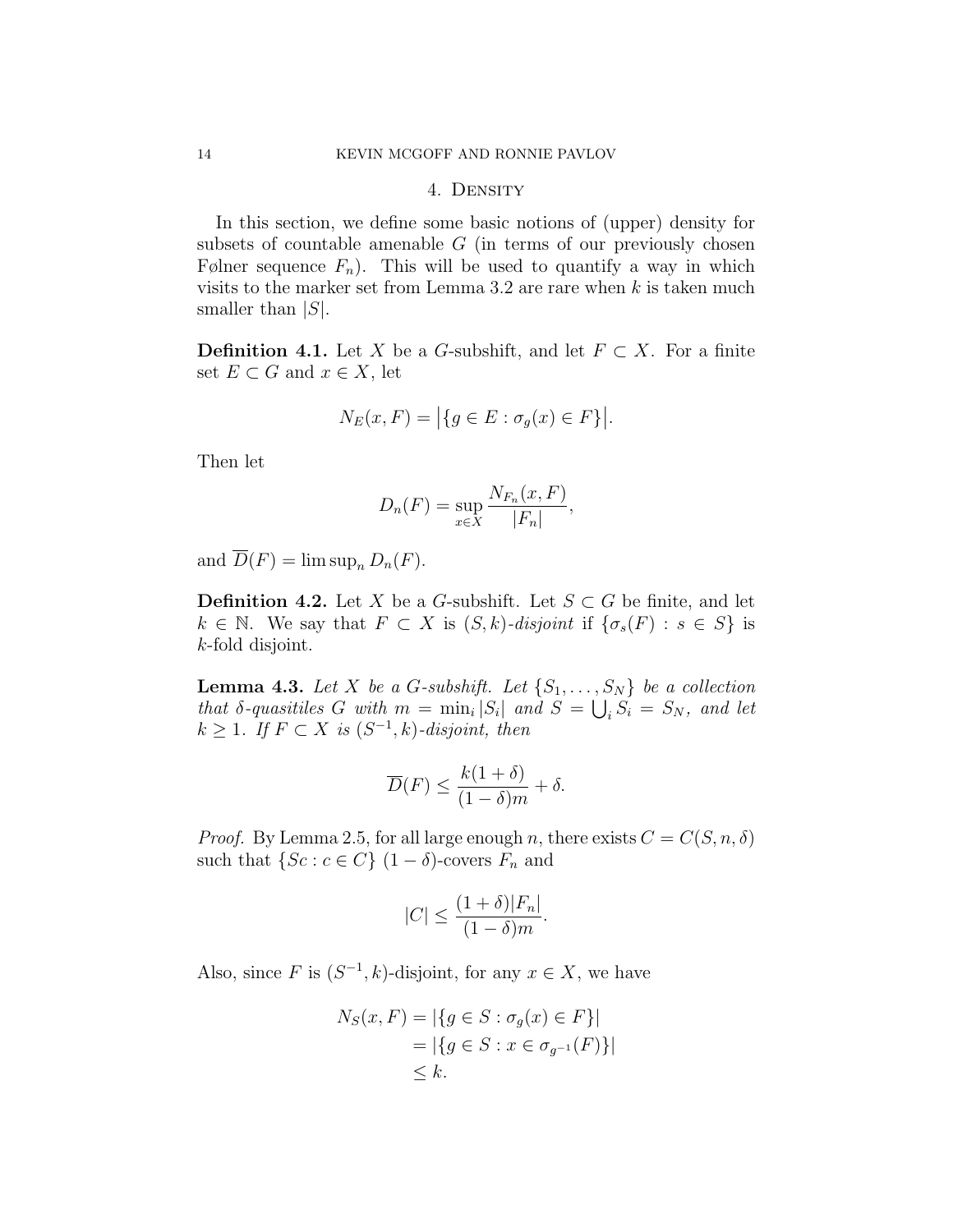## 4. Density

In this section, we define some basic notions of (upper) density for subsets of countable amenable $G$ (in terms of our previously chosen Følner sequence $F_n$). This will be used to quantify a way in which visits to the marker set from Lemma 3.2 are rare when $k$ is taken much smaller than $|S|$.

**Definition 4.1.** Let $X$ be a $G$-subshift, and let $F \subset X$. For a finite set $E \subset G$ and $x \in X$, let

$$N_E(x, F) = \big|\{g \in E : \sigma_g(x) \in F\}\big|.$$

Then let

$$D_n(F) = \sup_{x \in X} \frac{N_{F_n}(x, F)}{|F_n|},$$

and $\overline{D}(F) = \limsup_n D_n(F)$.

**Definition 4.2.** Let $X$ be a $G$-subshift. Let $S \subset G$ be finite, and let $k \in \mathbb{N}$. We say that $F \subset X$ is *$(S, k)$-disjoint* if $\{\sigma_s(F) : s \in S\}$ is $k$-fold disjoint.

**Lemma 4.3.** *Let $X$ be a $G$-subshift. Let $\{S_1, \ldots, S_N\}$ be a collection that $\delta$-quasitiles $G$ with $m = \min_i |S_i|$ and $S = \bigcup_i S_i = S_N$, and let $k \geq 1$. If $F \subset X$ is $(S^{-1}, k)$-disjoint, then*

$$\overline{D}(F) \leq \frac{k(1+\delta)}{(1-\delta)m} + \delta.$$

*Proof.* By Lemma 2.5, for all large enough $n$, there exists $C = C(S, n, \delta)$ such that $\{Sc : c \in C\}$ $(1-\delta)$-covers $F_n$ and

$$|C| \leq \frac{(1+\delta)|F_n|}{(1-\delta)m}.$$

Also, since $F$ is $(S^{-1}, k)$-disjoint, for any $x \in X$, we have

$$\begin{aligned}
N_S(x, F) &= |\{g \in S : \sigma_g(x) \in F\}| \\
&= |\{g \in S : x \in \sigma_{g^{-1}}(F)\}| \\
&\leq k.
\end{aligned}$$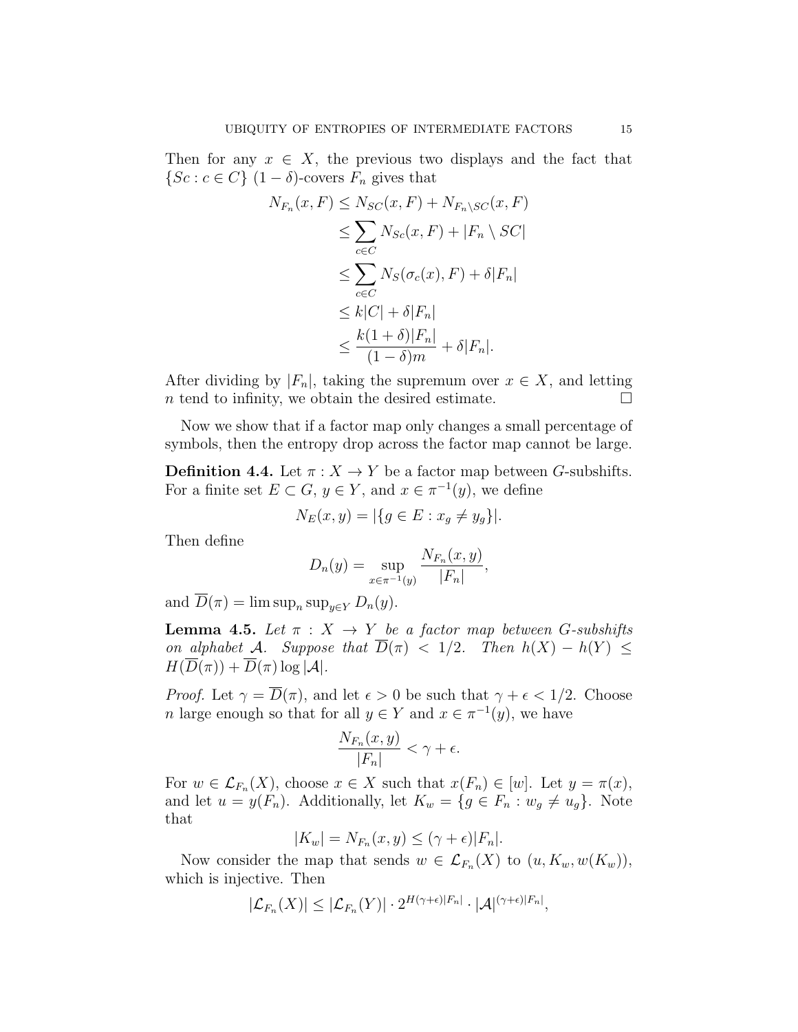Then for any $x \in X$, the previous two displays and the fact that $\{Sc : c \in C\}$ $(1-\delta)$-covers $F_n$ gives that

$$
\begin{aligned}
N_{F_n}(x, F) &\leq N_{SC}(x, F) + N_{F_n \setminus SC}(x, F) \\
&\leq \sum_{c \in C} N_{Sc}(x, F) + |F_n \setminus SC| \\
&\leq \sum_{c \in C} N_S(\sigma_c(x), F) + \delta |F_n| \\
&\leq k|C| + \delta |F_n| \\
&\leq \frac{k(1+\delta)|F_n|}{(1-\delta)m} + \delta |F_n|.
\end{aligned}
$$

After dividing by $|F_n|$, taking the supremum over $x \in X$, and letting $n$ tend to infinity, we obtain the desired estimate. $\square$

Now we show that if a factor map only changes a small percentage of symbols, then the entropy drop across the factor map cannot be large.

**Definition 4.4.** Let $\pi : X \to Y$ be a factor map between $G$-subshifts. For a finite set $E \subset G$, $y \in Y$, and $x \in \pi^{-1}(y)$, we define

$$
N_E(x, y) = |\{g \in E : x_g \neq y_g\}|.
$$

Then define

$$
D_n(y) = \sup_{x \in \pi^{-1}(y)} \frac{N_{F_n}(x, y)}{|F_n|},
$$

and $\overline{D}(\pi) = \limsup_n \sup_{y \in Y} D_n(y)$.

**Lemma 4.5.** *Let $\pi : X \to Y$ be a factor map between $G$-subshifts on alphabet $\mathcal{A}$. Suppose that $\overline{D}(\pi) < 1/2$. Then $h(X) - h(Y) \leq H(\overline{D}(\pi)) + \overline{D}(\pi) \log |\mathcal{A}|$.*

*Proof.* Let $\gamma = \overline{D}(\pi)$, and let $\epsilon > 0$ be such that $\gamma + \epsilon < 1/2$. Choose $n$ large enough so that for all $y \in Y$ and $x \in \pi^{-1}(y)$, we have

$$
\frac{N_{F_n}(x, y)}{|F_n|} < \gamma + \epsilon.
$$

For $w \in \mathcal{L}_{F_n}(X)$, choose $x \in X$ such that $x(F_n) \in [w]$. Let $y = \pi(x)$, and let $u = y(F_n)$. Additionally, let $K_w = \{g \in F_n : w_g \neq u_g\}$. Note that

$$
|K_w| = N_{F_n}(x, y) \leq (\gamma + \epsilon)|F_n|.
$$

Now consider the map that sends $w \in \mathcal{L}_{F_n}(X)$ to $(u, K_w, w(K_w))$, which is injective. Then

$$
|\mathcal{L}_{F_n}(X)| \leq |\mathcal{L}_{F_n}(Y)| \cdot 2^{H(\gamma+\epsilon)|F_n|} \cdot |\mathcal{A}|^{(\gamma+\epsilon)|F_n|},
$$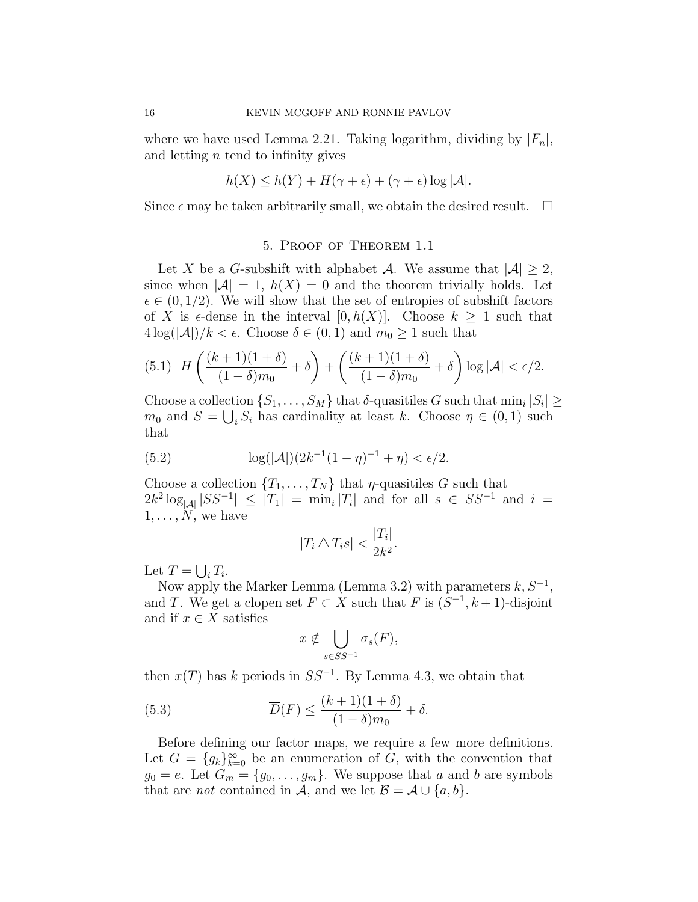where we have used Lemma 2.21. Taking logarithm, dividing by $|F_n|$, and letting $n$ tend to infinity gives

$$h(X) \leq h(Y) + H(\gamma + \epsilon) + (\gamma + \epsilon) \log |\mathcal{A}|.$$

Since $\epsilon$ may be taken arbitrarily small, we obtain the desired result. $\square$

## 5. Proof of Theorem 1.1

Let $X$ be a $G$-subshift with alphabet $\mathcal{A}$. We assume that $|\mathcal{A}| \geq 2$, since when $|\mathcal{A}| = 1$, $h(X) = 0$ and the theorem trivially holds. Let $\epsilon \in (0, 1/2)$. We will show that the set of entropies of subshift factors of $X$ is $\epsilon$-dense in the interval $[0, h(X)]$. Choose $k \geq 1$ such that $4 \log(|\mathcal{A}|)/k < \epsilon$. Choose $\delta \in (0, 1)$ and $m_0 \geq 1$ such that

$$H\left( \frac{(k+1)(1+\delta)}{(1-\delta)m_0} + \delta \right) + \left( \frac{(k+1)(1+\delta)}{(1-\delta)m_0} + \delta \right) \log |\mathcal{A}| < \epsilon/2. \tag{5.1}$$

Choose a collection $\{S_1, \ldots, S_M\}$ that $\delta$-quasitiles $G$ such that $\min_i |S_i| \geq m_0$ and $S = \bigcup_i S_i$ has cardinality at least $k$. Choose $\eta \in (0, 1)$ such that

$$\log(|\mathcal{A}|)(2k^{-1}(1-\eta)^{-1} + \eta) < \epsilon/2. \tag{5.2}$$

Choose a collection $\{T_1, \ldots, T_N\}$ that $\eta$-quasitiles $G$ such that $2k^2 \log_{|\mathcal{A}|} |SS^{-1}| \leq |T_1| = \min_i |T_i|$ and for all $s \in SS^{-1}$ and $i = 1, \ldots, N$, we have

$$|T_i \triangle T_i s| < \frac{|T_i|}{2k^2}.$$

Let $T = \bigcup_i T_i$.

Now apply the Marker Lemma (Lemma 3.2) with parameters $k, S^{-1}$, and $T$. We get a clopen set $F \subset X$ such that $F$ is $(S^{-1}, k+1)$-disjoint and if $x \in X$ satisfies

$$x \notin \bigcup_{s \in SS^{-1}} \sigma_s(F),$$

then $x(T)$ has $k$ periods in $SS^{-1}$. By Lemma 4.3, we obtain that

$$\overline{D}(F) \leq \frac{(k+1)(1+\delta)}{(1-\delta)m_0} + \delta. \tag{5.3}$$

Before defining our factor maps, we require a few more definitions. Let $G = \{g_k\}_{k=0}^{\infty}$ be an enumeration of $G$, with the convention that $g_0 = e$. Let $G_m = \{g_0, \ldots, g_m\}$. We suppose that $a$ and $b$ are symbols that are *not* contained in $\mathcal{A}$, and we let $\mathcal{B} = \mathcal{A} \cup \{a, b\}$.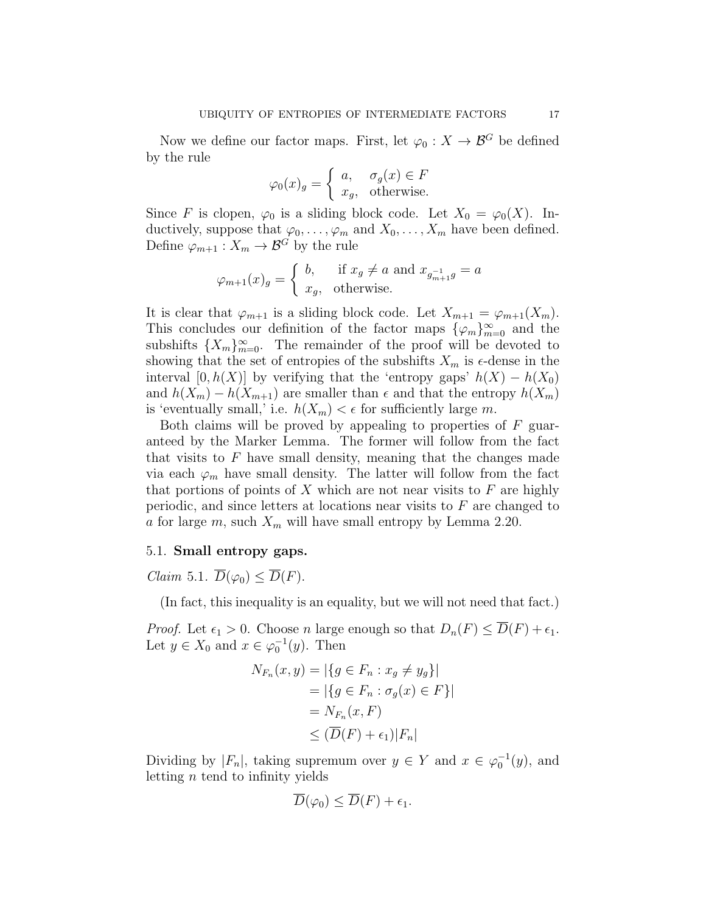Now we define our factor maps. First, let $\varphi_0 : X \to \mathcal{B}^G$ be defined by the rule

$$\varphi_0(x)_g = \begin{cases} a, & \sigma_g(x) \in F \\ x_g, & \text{otherwise.} \end{cases}$$

Since $F$ is clopen, $\varphi_0$ is a sliding block code. Let $X_0 = \varphi_0(X)$. Inductively, suppose that $\varphi_0, \ldots, \varphi_m$ and $X_0, \ldots, X_m$ have been defined. Define $\varphi_{m+1} : X_m \to \mathcal{B}^G$ by the rule

$$\varphi_{m+1}(x)_g = \begin{cases} b, & \text{if } x_g \neq a \text{ and } x_{g_{m+1}^{-1} g} = a \\ x_g, & \text{otherwise.} \end{cases}$$

It is clear that $\varphi_{m+1}$ is a sliding block code. Let $X_{m+1} = \varphi_{m+1}(X_m)$. This concludes our definition of the factor maps $\{\varphi_m\}_{m=0}^\infty$ and the subshifts $\{X_m\}_{m=0}^\infty$. The remainder of the proof will be devoted to showing that the set of entropies of the subshifts $X_m$ is $\epsilon$-dense in the interval $[0, h(X)]$ by verifying that the 'entropy gaps' $h(X) - h(X_0)$ and $h(X_m) - h(X_{m+1})$ are smaller than $\epsilon$ and that the entropy $h(X_m)$ is 'eventually small,' i.e. $h(X_m) < \epsilon$ for sufficiently large $m$.

Both claims will be proved by appealing to properties of $F$ guaranteed by the Marker Lemma. The former will follow from the fact that visits to $F$ have small density, meaning that the changes made via each $\varphi_m$ have small density. The latter will follow from the fact that portions of points of $X$ which are not near visits to $F$ are highly periodic, and since letters at locations near visits to $F$ are changed to $a$ for large $m$, such $X_m$ will have small entropy by Lemma 2.20.

## 5.1. **Small entropy gaps.**

*Claim* 5.1. $\overline{D}(\varphi_0) \leq \overline{D}(F)$.

(In fact, this inequality is an equality, but we will not need that fact.)

*Proof.* Let $\epsilon_1 > 0$. Choose $n$ large enough so that $D_n(F) \leq \overline{D}(F) + \epsilon_1$. Let $y \in X_0$ and $x \in \varphi_0^{-1}(y)$. Then

$$\begin{aligned} N_{F_n}(x, y) &= |\{g \in F_n : x_g \neq y_g\}| \\ &= |\{g \in F_n : \sigma_g(x) \in F\}| \\ &= N_{F_n}(x, F) \\ &\leq (\overline{D}(F) + \epsilon_1)|F_n| \end{aligned}$$

Dividing by $|F_n|$, taking supremum over $y \in Y$ and $x \in \varphi_0^{-1}(y)$, and letting $n$ tend to infinity yields

$$\overline{D}(\varphi_0) \leq \overline{D}(F) + \epsilon_1.$$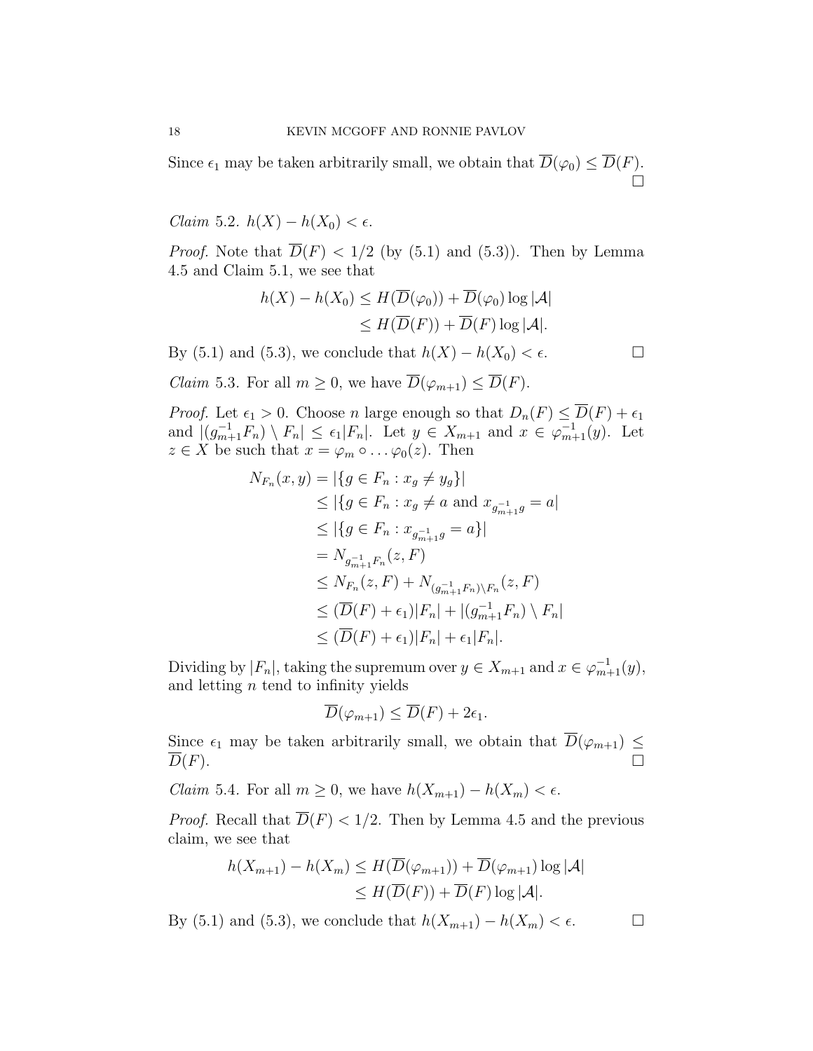Since $\epsilon_1$ may be taken arbitrarily small, we obtain that $\overline{D}(\varphi_0) \leq \overline{D}(F)$. □

*Claim* 5.2. $h(X) - h(X_0) < \epsilon$.

*Proof.* Note that $\overline{D}(F) < 1/2$ (by (5.1) and (5.3)). Then by Lemma 4.5 and Claim 5.1, we see that

$$\begin{aligned} h(X) - h(X_0) &\leq H(\overline{D}(\varphi_0)) + \overline{D}(\varphi_0) \log |\mathcal{A}| \\ &\leq H(\overline{D}(F)) + \overline{D}(F) \log |\mathcal{A}|. \end{aligned}$$

By (5.1) and (5.3), we conclude that $h(X) - h(X_0) < \epsilon$. □

*Claim* 5.3. For all $m \geq 0$, we have $\overline{D}(\varphi_{m+1}) \leq \overline{D}(F)$.

*Proof.* Let $\epsilon_1 > 0$. Choose $n$ large enough so that $D_n(F) \leq \overline{D}(F) + \epsilon_1$ and $|(g_{m+1}^{-1} F_n) \setminus F_n| \leq \epsilon_1 |F_n|$. Let $y \in X_{m+1}$ and $x \in \varphi_{m+1}^{-1}(y)$. Let $z \in X$ be such that $x = \varphi_m \circ \dots \varphi_0(z)$. Then

$$\begin{aligned} N_{F_n}(x, y) &= |\{g \in F_n : x_g \neq y_g\}| \\ &\leq |\{g \in F_n : x_g \neq a \text{ and } x_{g_{m+1}^{-1} g} = a| \\ &\leq |\{g \in F_n : x_{g_{m+1}^{-1} g} = a\}| \\ &= N_{g_{m+1}^{-1} F_n}(z, F) \\ &\leq N_{F_n}(z, F) + N_{(g_{m+1}^{-1} F_n) \setminus F_n}(z, F) \\ &\leq (\overline{D}(F) + \epsilon_1)|F_n| + |(g_{m+1}^{-1} F_n) \setminus F_n| \\ &\leq (\overline{D}(F) + \epsilon_1)|F_n| + \epsilon_1 |F_n|. \end{aligned}$$

Dividing by $|F_n|$, taking the supremum over $y \in X_{m+1}$ and $x \in \varphi_{m+1}^{-1}(y)$, and letting $n$ tend to infinity yields

$$\overline{D}(\varphi_{m+1}) \leq \overline{D}(F) + 2\epsilon_1.$$

Since $\epsilon_1$ may be taken arbitrarily small, we obtain that $\overline{D}(\varphi_{m+1}) \leq \overline{D}(F)$. □

*Claim* 5.4. For all $m \geq 0$, we have $h(X_{m+1}) - h(X_m) < \epsilon$.

*Proof.* Recall that $\overline{D}(F) < 1/2$. Then by Lemma 4.5 and the previous claim, we see that

$$\begin{aligned} h(X_{m+1}) - h(X_m) &\leq H(\overline{D}(\varphi_{m+1})) + \overline{D}(\varphi_{m+1}) \log |\mathcal{A}| \\ &\leq H(\overline{D}(F)) + \overline{D}(F) \log |\mathcal{A}|. \end{aligned}$$

By (5.1) and (5.3), we conclude that $h(X_{m+1}) - h(X_m) < \epsilon$. □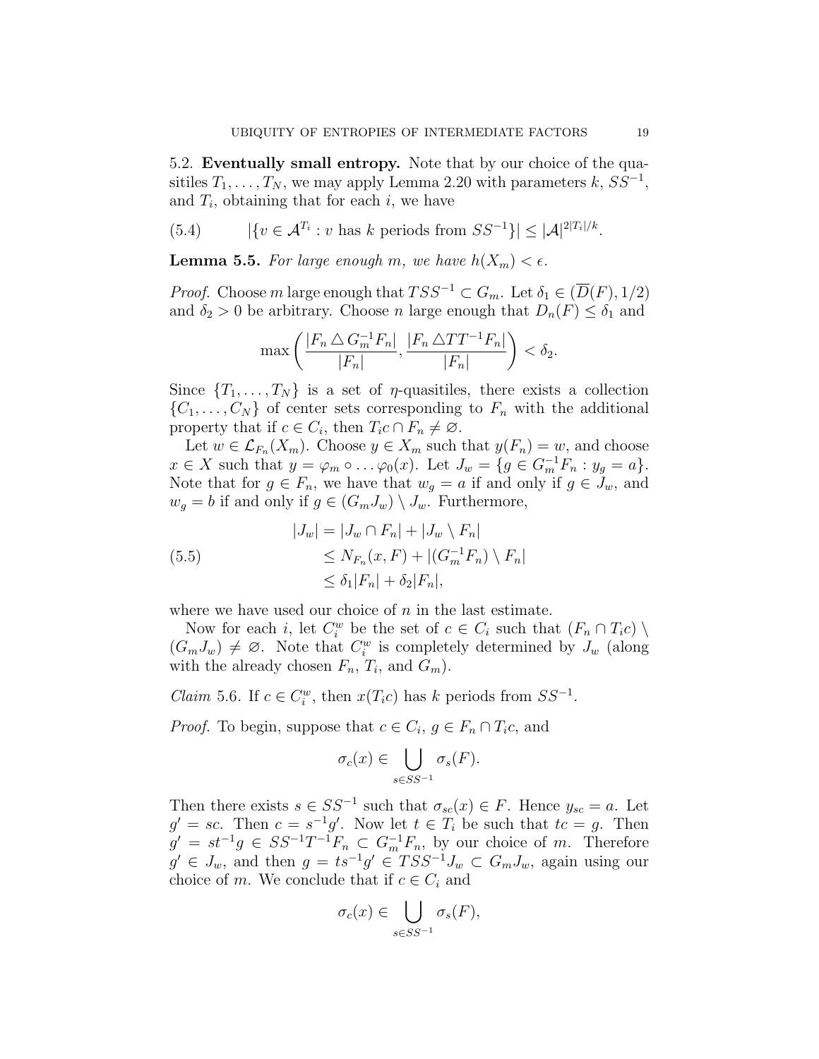### 5.2. **Eventually small entropy.**

Note that by our choice of the quasitiles $T_1, \ldots, T_N$, we may apply Lemma 2.20 with parameters $k$, $SS^{-1}$, and $T_i$, obtaining that for each $i$, we have

$$|\{v \in \mathcal{A}^{T_i} : v \text{ has } k \text{ periods from } SS^{-1}\}| \leq |\mathcal{A}|^{2|T_i|/k}. \tag{5.4}$$

**Lemma 5.5.** *For large enough $m$, we have $h(X_m) < \epsilon$.*

*Proof.* Choose $m$ large enough that $TSS^{-1} \subset G_m$. Let $\delta_1 \in (\overline{D}(F), 1/2)$ and $\delta_2 > 0$ be arbitrary. Choose $n$ large enough that $D_n(F) \leq \delta_1$ and

$$\max\left(\frac{|F_n \triangle G_m^{-1} F_n|}{|F_n|}, \frac{|F_n \triangle TT^{-1} F_n|}{|F_n|}\right) < \delta_2.$$

Since $\{T_1, \ldots, T_N\}$ is a set of $\eta$-quasitiles, there exists a collection $\{C_1, \ldots, C_N\}$ of center sets corresponding to $F_n$ with the additional property that if $c \in C_i$, then $T_i c \cap F_n \neq \varnothing$.

Let $w \in \mathcal{L}_{F_n}(X_m)$. Choose $y \in X_m$ such that $y(F_n) = w$, and choose $x \in X$ such that $y = \varphi_m \circ \ldots \varphi_0(x)$. Let $J_w = \{g \in G_m^{-1} F_n : y_g = a\}$. Note that for $g \in F_n$, we have that $w_g = a$ if and only if $g \in J_w$, and $w_g = b$ if and only if $g \in (G_m J_w) \setminus J_w$. Furthermore,

$$\begin{aligned} |J_w| &= |J_w \cap F_n| + |J_w \setminus F_n| \\ &\leq N_{F_n}(x, F) + |(G_m^{-1} F_n) \setminus F_n| \\ &\leq \delta_1 |F_n| + \delta_2 |F_n|, \end{aligned} \tag{5.5}$$

where we have used our choice of $n$ in the last estimate.

Now for each $i$, let $C_i^w$ be the set of $c \in C_i$ such that $(F_n \cap T_i c) \setminus (G_m J_w) \neq \varnothing$. Note that $C_i^w$ is completely determined by $J_w$ (along with the already chosen $F_n$, $T_i$, and $G_m$).

*Claim* 5.6. If $c \in C_i^w$, then $x(T_i c)$ has $k$ periods from $SS^{-1}$.

*Proof.* To begin, suppose that $c \in C_i$, $g \in F_n \cap T_i c$, and

$$\sigma_c(x) \in \bigcup_{s \in SS^{-1}} \sigma_s(F).$$

Then there exists $s \in SS^{-1}$ such that $\sigma_{sc}(x) \in F$. Hence $y_{sc} = a$. Let $g' = sc$. Then $c = s^{-1} g'$. Now let $t \in T_i$ be such that $tc = g$. Then $g' = st^{-1} g \in SS^{-1} T^{-1} F_n \subset G_m^{-1} F_n$, by our choice of $m$. Therefore $g' \in J_w$, and then $g = ts^{-1} g' \in TSS^{-1} J_w \subset G_m J_w$, again using our choice of $m$. We conclude that if $c \in C_i$ and

$$\sigma_c(x) \in \bigcup_{s \in SS^{-1}} \sigma_s(F),$$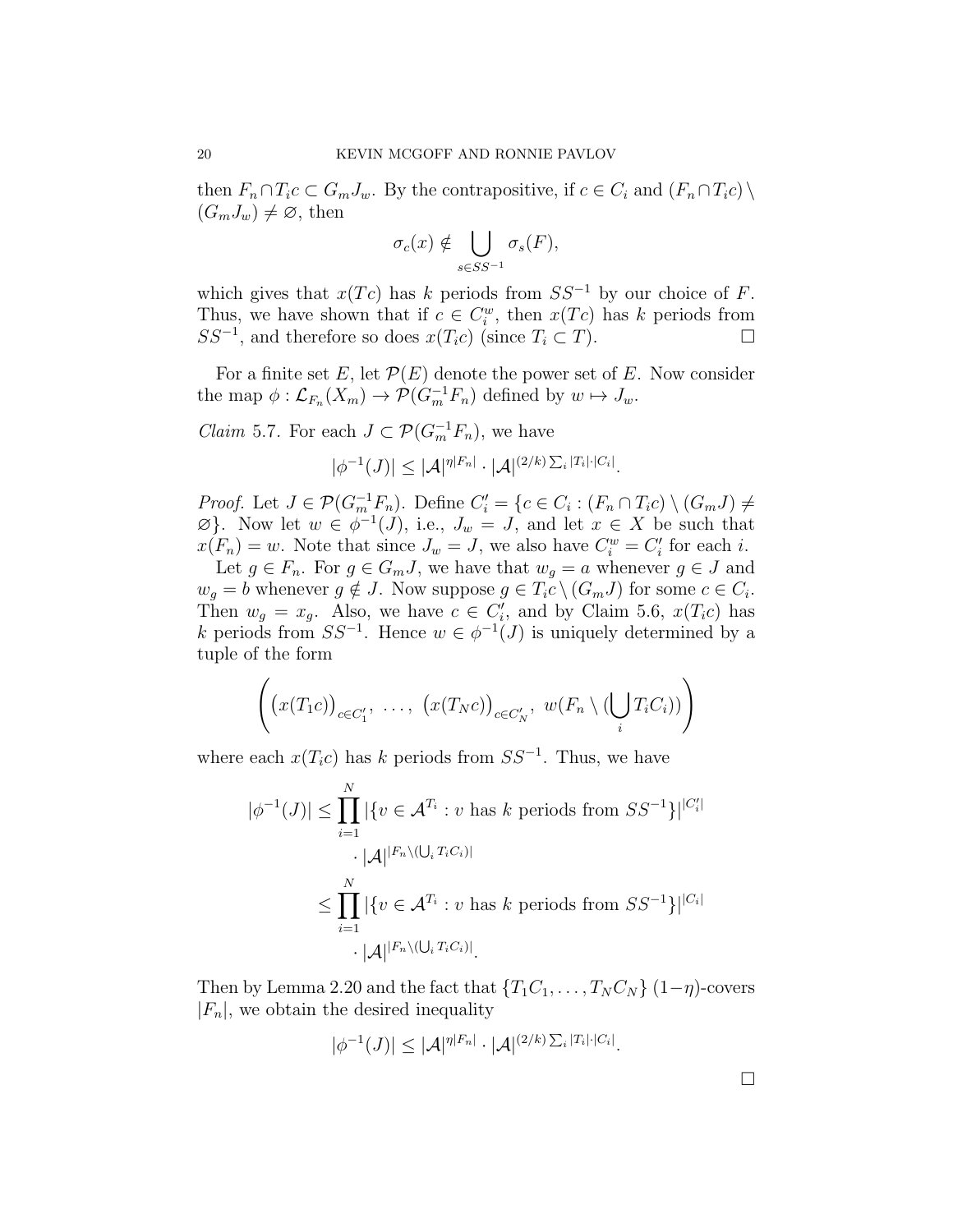then $F_n \cap T_i c \subset G_m J_w$. By the contrapositive, if $c \in C_i$ and $(F_n \cap T_i c) \setminus (G_m J_w) \neq \varnothing$, then

$$\sigma_c(x) \notin \bigcup_{s \in SS^{-1}} \sigma_s(F),$$

which gives that $x(Tc)$ has $k$ periods from $SS^{-1}$ by our choice of $F$. Thus, we have shown that if $c \in C_i^w$, then $x(Tc)$ has $k$ periods from $SS^{-1}$, and therefore so does $x(T_i c)$ (since $T_i \subset T$). $\square$

For a finite set $E$, let $\mathcal{P}(E)$ denote the power set of $E$. Now consider the map $\phi : \mathcal{L}_{F_n}(X_m) \to \mathcal{P}(G_m^{-1} F_n)$ defined by $w \mapsto J_w$.

*Claim* 5.7. For each $J \subset \mathcal{P}(G_m^{-1} F_n)$, we have

$$|\phi^{-1}(J)| \leq |\mathcal{A}|^{\eta |F_n|} \cdot |\mathcal{A}|^{(2/k) \sum_i |T_i| \cdot |C_i|}.$$

*Proof.* Let $J \in \mathcal{P}(G_m^{-1} F_n)$. Define $C_i' = \{c \in C_i : (F_n \cap T_i c) \setminus (G_m J) \neq \varnothing\}$. Now let $w \in \phi^{-1}(J)$, i.e., $J_w = J$, and let $x \in X$ be such that $x(F_n) = w$. Note that since $J_w = J$, we also have $C_i^w = C_i'$ for each $i$.

Let $g \in F_n$. For $g \in G_m J$, we have that $w_g = a$ whenever $g \in J$ and $w_g = b$ whenever $g \notin J$. Now suppose $g \in T_i c \setminus (G_m J)$ for some $c \in C_i$. Then $w_g = x_g$. Also, we have $c \in C_i'$, and by Claim 5.6, $x(T_i c)$ has $k$ periods from $SS^{-1}$. Hence $w \in \phi^{-1}(J)$ is uniquely determined by a tuple of the form

$$\left( \big(x(T_1 c)\big)_{c \in C_1'},\ \ldots,\ \big(x(T_N c)\big)_{c \in C_N'},\ w(F_n \setminus (\bigcup_i T_i C_i)) \right)$$

where each $x(T_i c)$ has $k$ periods from $SS^{-1}$. Thus, we have

$$\begin{aligned}
|\phi^{-1}(J)| &\leq \prod_{i=1}^{N} |\{v \in \mathcal{A}^{T_i} : v \text{ has } k \text{ periods from } SS^{-1}\}|^{|C_i'|} \\
&\qquad \cdot |\mathcal{A}|^{|F_n \setminus (\bigcup_i T_i C_i)|} \\
&\leq \prod_{i=1}^{N} |\{v \in \mathcal{A}^{T_i} : v \text{ has } k \text{ periods from } SS^{-1}\}|^{|C_i|} \\
&\qquad \cdot |\mathcal{A}|^{|F_n \setminus (\bigcup_i T_i C_i)|}.
\end{aligned}$$

Then by Lemma 2.20 and the fact that $\{T_1 C_1, \ldots, T_N C_N\}$ $(1-\eta)$-covers $|F_n|$, we obtain the desired inequality

$$|\phi^{-1}(J)| \leq |\mathcal{A}|^{\eta |F_n|} \cdot |\mathcal{A}|^{(2/k) \sum_i |T_i| \cdot |C_i|}.$$

$\square$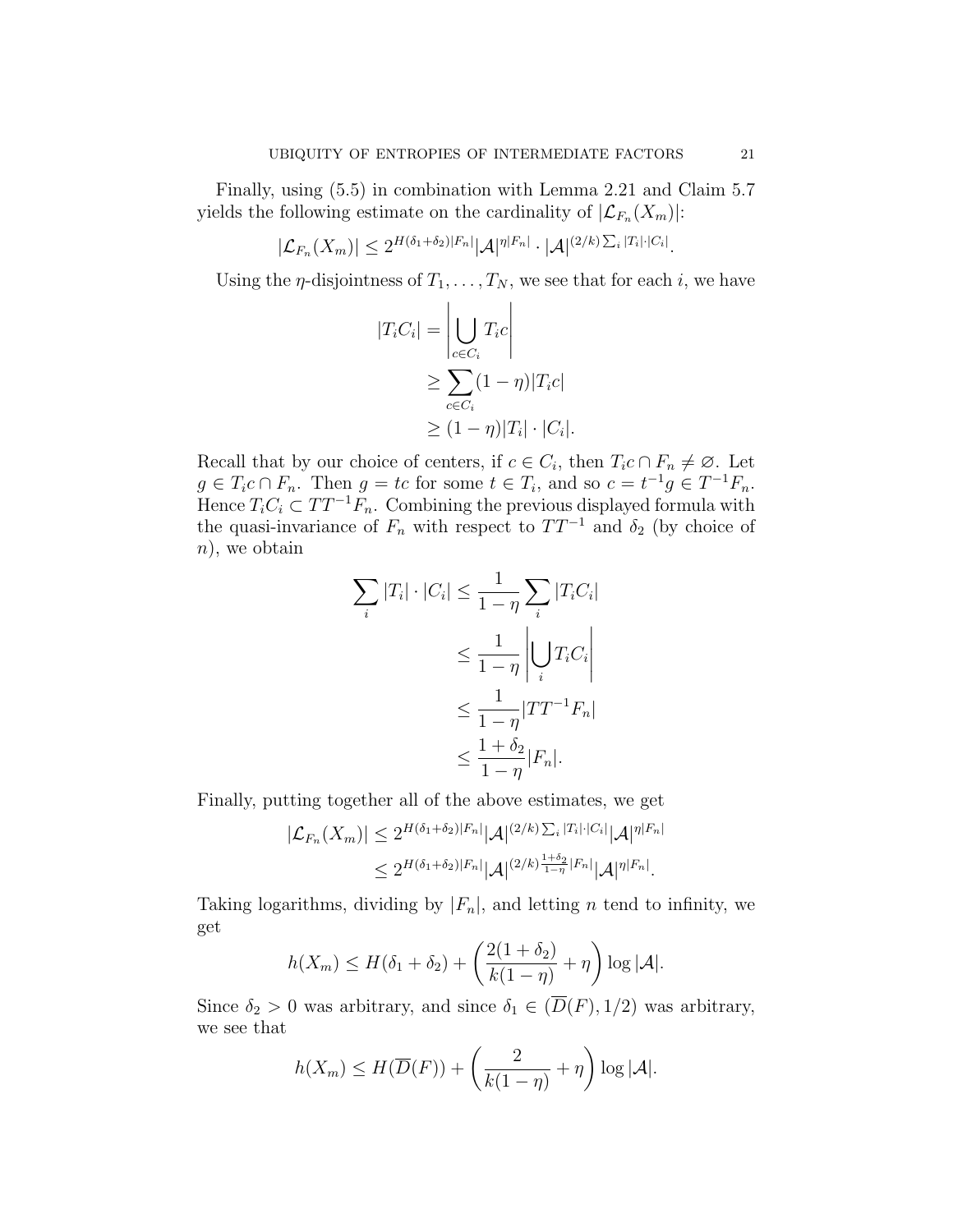Finally, using (5.5) in combination with Lemma 2.21 and Claim 5.7 yields the following estimate on the cardinality of $|\mathcal{L}_{F_n}(X_m)|$:

$$|\mathcal{L}_{F_n}(X_m)| \leq 2^{H(\delta_1+\delta_2)|F_n|}|\mathcal{A}|^{\eta|F_n|} \cdot |\mathcal{A}|^{(2/k)\sum_i |T_i|\cdot|C_i|}.$$

Using the $\eta$-disjointness of $T_1, \ldots, T_N$, we see that for each $i$, we have

$$\begin{aligned}
|T_iC_i| &= \left|\bigcup_{c\in C_i} T_ic\right| \\
&\geq \sum_{c\in C_i}(1-\eta)|T_ic| \\
&\geq (1-\eta)|T_i|\cdot|C_i|.
\end{aligned}$$

Recall that by our choice of centers, if $c \in C_i$, then $T_ic \cap F_n \neq \varnothing$. Let $g \in T_ic \cap F_n$. Then $g = tc$ for some $t \in T_i$, and so $c = t^{-1}g \in T^{-1}F_n$. Hence $T_iC_i \subset TT^{-1}F_n$. Combining the previous displayed formula with the quasi-invariance of $F_n$ with respect to $TT^{-1}$ and $\delta_2$ (by choice of $n$), we obtain

$$\begin{aligned}
\sum_i |T_i|\cdot|C_i| &\leq \frac{1}{1-\eta}\sum_i |T_iC_i| \\
&\leq \frac{1}{1-\eta}\left|\bigcup_i T_iC_i\right| \\
&\leq \frac{1}{1-\eta}|TT^{-1}F_n| \\
&\leq \frac{1+\delta_2}{1-\eta}|F_n|.
\end{aligned}$$

Finally, putting together all of the above estimates, we get

$$\begin{aligned}
|\mathcal{L}_{F_n}(X_m)| &\leq 2^{H(\delta_1+\delta_2)|F_n|}|\mathcal{A}|^{(2/k)\sum_i |T_i|\cdot|C_i|}|\mathcal{A}|^{\eta|F_n|} \\
&\leq 2^{H(\delta_1+\delta_2)|F_n|}|\mathcal{A}|^{(2/k)\frac{1+\delta_2}{1-\eta}|F_n|}|\mathcal{A}|^{\eta|F_n|}.
\end{aligned}$$

Taking logarithms, dividing by $|F_n|$, and letting $n$ tend to infinity, we get

$$h(X_m) \leq H(\delta_1+\delta_2) + \left(\frac{2(1+\delta_2)}{k(1-\eta)} + \eta\right)\log|\mathcal{A}|.$$

Since $\delta_2 > 0$ was arbitrary, and since $\delta_1 \in (\overline{D}(F), 1/2)$ was arbitrary, we see that

$$h(X_m) \leq H(\overline{D}(F)) + \left(\frac{2}{k(1-\eta)} + \eta\right)\log|\mathcal{A}|.$$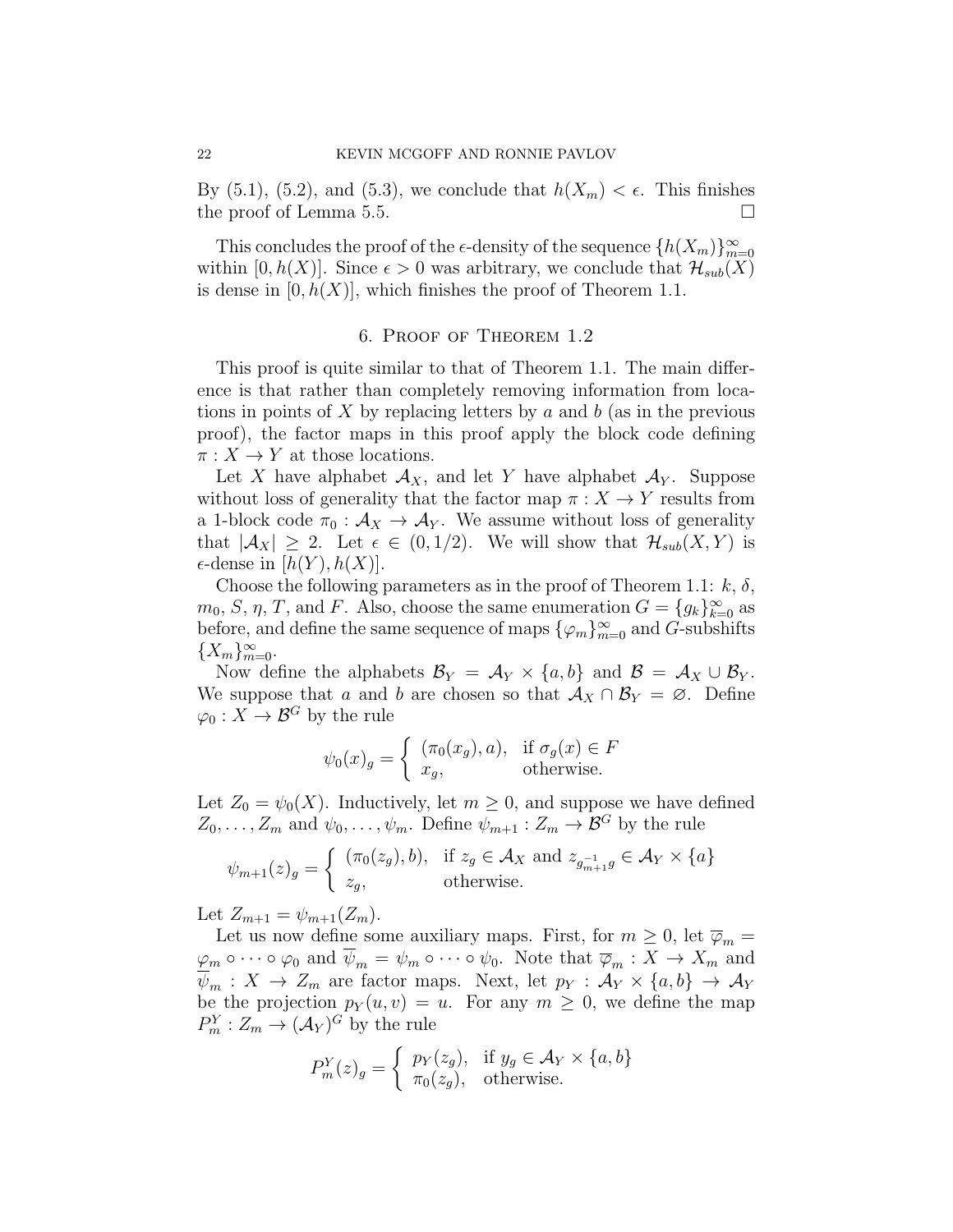By (5.1), (5.2), and (5.3), we conclude that $h(X_m) < \epsilon$. This finishes the proof of Lemma 5.5. $\square$

This concludes the proof of the $\epsilon$-density of the sequence $\{h(X_m)\}_{m=0}^{\infty}$ within $[0, h(X)]$. Since $\epsilon > 0$ was arbitrary, we conclude that $\mathcal{H}_{sub}(X)$ is dense in $[0, h(X)]$, which finishes the proof of Theorem 1.1.

## 6. Proof of Theorem 1.2

This proof is quite similar to that of Theorem 1.1. The main difference is that rather than completely removing information from locations in points of $X$ by replacing letters by $a$ and $b$ (as in the previous proof), the factor maps in this proof apply the block code defining $\pi : X \to Y$ at those locations.

Let $X$ have alphabet $\mathcal{A}_X$, and let $Y$ have alphabet $\mathcal{A}_Y$. Suppose without loss of generality that the factor map $\pi : X \to Y$ results from a 1-block code $\pi_0 : \mathcal{A}_X \to \mathcal{A}_Y$. We assume without loss of generality that $|\mathcal{A}_X| \geq 2$. Let $\epsilon \in (0, 1/2)$. We will show that $\mathcal{H}_{sub}(X, Y)$ is $\epsilon$-dense in $[h(Y), h(X)]$.

Choose the following parameters as in the proof of Theorem 1.1: $k$, $\delta$, $m_0$, $S$, $\eta$, $T$, and $F$. Also, choose the same enumeration $G = \{g_k\}_{k=0}^{\infty}$ as before, and define the same sequence of maps $\{\varphi_m\}_{m=0}^{\infty}$ and $G$-subshifts $\{X_m\}_{m=0}^{\infty}$.

Now define the alphabets $\mathcal{B}_Y = \mathcal{A}_Y \times \{a, b\}$ and $\mathcal{B} = \mathcal{A}_X \cup \mathcal{B}_Y$. We suppose that $a$ and $b$ are chosen so that $\mathcal{A}_X \cap \mathcal{B}_Y = \varnothing$. Define $\varphi_0 : X \to \mathcal{B}^G$ by the rule

$$\psi_0(x)_g = \begin{cases} (\pi_0(x_g), a), & \text{if } \sigma_g(x) \in F \\ x_g, & \text{otherwise.} \end{cases}$$

Let $Z_0 = \psi_0(X)$. Inductively, let $m \geq 0$, and suppose we have defined $Z_0, \ldots, Z_m$ and $\psi_0, \ldots, \psi_m$. Define $\psi_{m+1} : Z_m \to \mathcal{B}^G$ by the rule

$$\psi_{m+1}(z)_g = \begin{cases} (\pi_0(z_g), b), & \text{if } z_g \in \mathcal{A}_X \text{ and } z_{g_{m+1}^{-1}g} \in \mathcal{A}_Y \times \{a\} \\ z_g, & \text{otherwise.} \end{cases}$$

Let $Z_{m+1} = \psi_{m+1}(Z_m)$.

Let us now define some auxiliary maps. First, for $m \geq 0$, let $\overline{\varphi}_m = \varphi_m \circ \cdots \circ \varphi_0$ and $\overline{\psi}_m = \psi_m \circ \cdots \circ \psi_0$. Note that $\overline{\varphi}_m : X \to X_m$ and $\overline{\psi}_m : X \to Z_m$ are factor maps. Next, let $p_Y : \mathcal{A}_Y \times \{a, b\} \to \mathcal{A}_Y$ be the projection $p_Y(u, v) = u$. For any $m \geq 0$, we define the map $P_m^Y : Z_m \to (\mathcal{A}_Y)^G$ by the rule

$$P_m^Y(z)_g = \begin{cases} p_Y(z_g), & \text{if } y_g \in \mathcal{A}_Y \times \{a, b\} \\ \pi_0(z_g), & \text{otherwise.} \end{cases}$$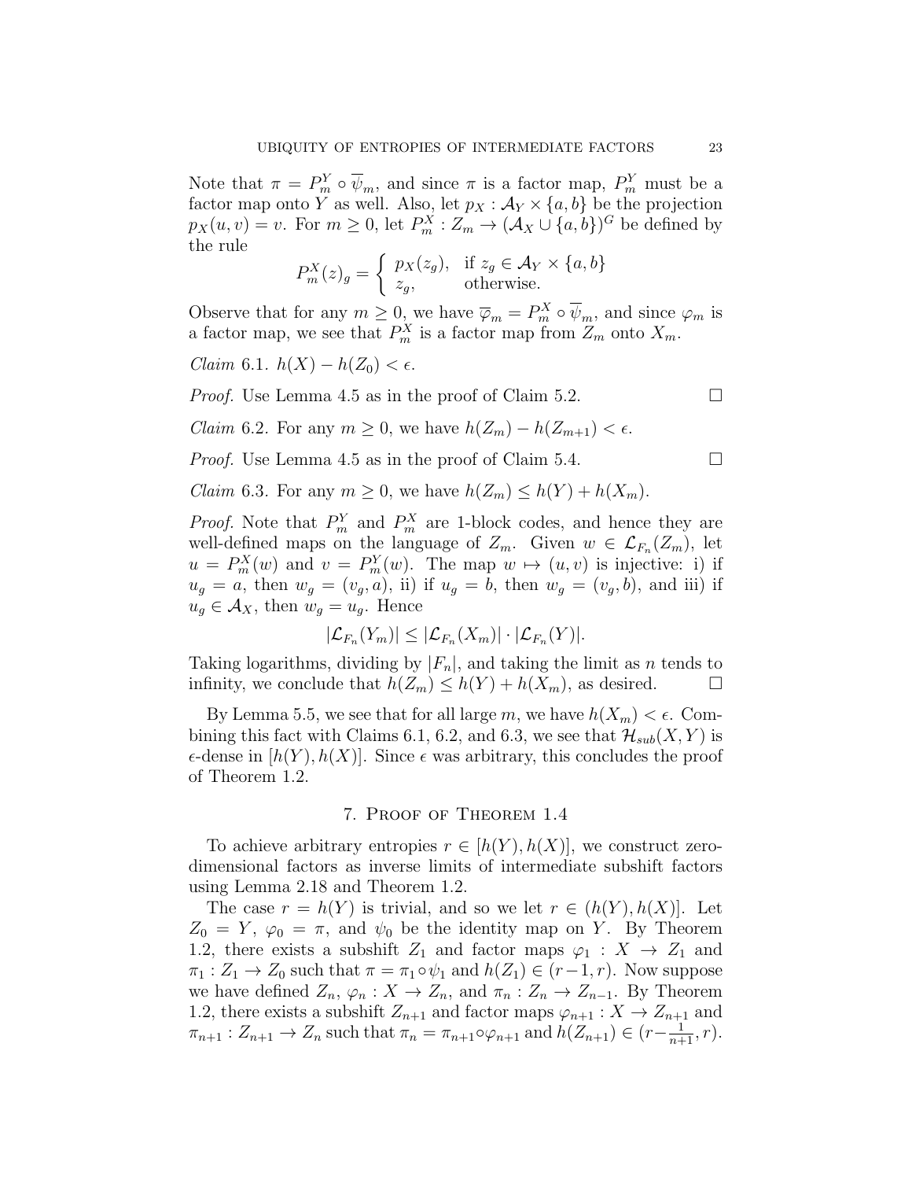Note that $\pi = P_m^Y \circ \overline{\psi}_m$, and since $\pi$ is a factor map, $P_m^Y$ must be a factor map onto $Y$ as well. Also, let $p_X : \mathcal{A}_Y \times \{a, b\}$ be the projection $p_X(u, v) = v$. For $m \geq 0$, let $P_m^X : Z_m \to (\mathcal{A}_X \cup \{a, b\})^G$ be defined by the rule

$$P_m^X(z)_g = \begin{cases} p_X(z_g), & \text{if } z_g \in \mathcal{A}_Y \times \{a, b\} \\ z_g, & \text{otherwise.} \end{cases}$$

Observe that for any $m \geq 0$, we have $\overline{\varphi}_m = P_m^X \circ \overline{\psi}_m$, and since $\varphi_m$ is a factor map, we see that $P_m^X$ is a factor map from $Z_m$ onto $X_m$.

*Claim* 6.1. $h(X) - h(Z_0) < \epsilon$.

*Proof.* Use Lemma 4.5 as in the proof of Claim 5.2. □

*Claim* 6.2. For any $m \geq 0$, we have $h(Z_m) - h(Z_{m+1}) < \epsilon$.

*Proof.* Use Lemma 4.5 as in the proof of Claim 5.4. □

*Claim* 6.3. For any $m \geq 0$, we have $h(Z_m) \leq h(Y) + h(X_m)$.

*Proof.* Note that $P_m^Y$ and $P_m^X$ are 1-block codes, and hence they are well-defined maps on the language of $Z_m$. Given $w \in \mathcal{L}_{F_n}(Z_m)$, let $u = P_m^X(w)$ and $v = P_m^Y(w)$. The map $w \mapsto (u, v)$ is injective: i) if $u_g = a$, then $w_g = (v_g, a)$, ii) if $u_g = b$, then $w_g = (v_g, b)$, and iii) if $u_g \in \mathcal{A}_X$, then $w_g = u_g$. Hence

$$|\mathcal{L}_{F_n}(Y_m)| \leq |\mathcal{L}_{F_n}(X_m)| \cdot |\mathcal{L}_{F_n}(Y)|.$$

Taking logarithms, dividing by $|F_n|$, and taking the limit as $n$ tends to infinity, we conclude that $h(Z_m) \leq h(Y) + h(X_m)$, as desired. □

By Lemma 5.5, we see that for all large $m$, we have $h(X_m) < \epsilon$. Combining this fact with Claims 6.1, 6.2, and 6.3, we see that $\mathcal{H}_{sub}(X, Y)$ is $\epsilon$-dense in $[h(Y), h(X)]$. Since $\epsilon$ was arbitrary, this concludes the proof of Theorem 1.2.

## 7. Proof of Theorem 1.4

To achieve arbitrary entropies $r \in [h(Y), h(X)]$, we construct zero-dimensional factors as inverse limits of intermediate subshift factors using Lemma 2.18 and Theorem 1.2.

The case $r = h(Y)$ is trivial, and so we let $r \in (h(Y), h(X)]$. Let $Z_0 = Y$, $\varphi_0 = \pi$, and $\psi_0$ be the identity map on $Y$. By Theorem 1.2, there exists a subshift $Z_1$ and factor maps $\varphi_1 : X \to Z_1$ and $\pi_1 : Z_1 \to Z_0$ such that $\pi = \pi_1 \circ \psi_1$ and $h(Z_1) \in (r-1, r)$. Now suppose we have defined $Z_n$, $\varphi_n : X \to Z_n$, and $\pi_n : Z_n \to Z_{n-1}$. By Theorem 1.2, there exists a subshift $Z_{n+1}$ and factor maps $\varphi_{n+1} : X \to Z_{n+1}$ and $\pi_{n+1} : Z_{n+1} \to Z_n$ such that $\pi_n = \pi_{n+1} \circ \varphi_{n+1}$ and $h(Z_{n+1}) \in (r - \frac{1}{n+1}, r)$.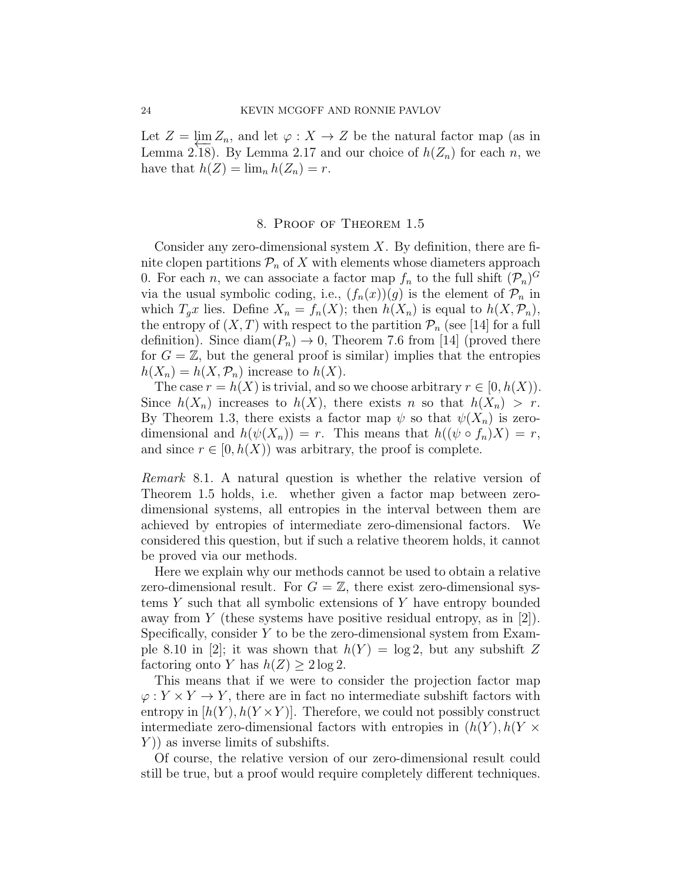Let $Z = \varprojlim Z_n$, and let $\varphi : X \to Z$ be the natural factor map (as in Lemma 2.18). By Lemma 2.17 and our choice of $h(Z_n)$ for each $n$, we have that $h(Z) = \lim_n h(Z_n) = r$.

## 8. Proof of Theorem 1.5

Consider any zero-dimensional system $X$. By definition, there are finite clopen partitions $\mathcal{P}_n$ of $X$ with elements whose diameters approach 0. For each $n$, we can associate a factor map $f_n$ to the full shift $(\mathcal{P}_n)^G$ via the usual symbolic coding, i.e., $(f_n(x))(g)$ is the element of $\mathcal{P}_n$ in which $T_g x$ lies. Define $X_n = f_n(X)$; then $h(X_n)$ is equal to $h(X, \mathcal{P}_n)$, the entropy of $(X, T)$ with respect to the partition $\mathcal{P}_n$ (see [14] for a full definition). Since $\mathrm{diam}(P_n) \to 0$, Theorem 7.6 from [14] (proved there for $G = \mathbb{Z}$, but the general proof is similar) implies that the entropies $h(X_n) = h(X, \mathcal{P}_n)$ increase to $h(X)$.

The case $r = h(X)$ is trivial, and so we choose arbitrary $r \in [0, h(X))$. Since $h(X_n)$ increases to $h(X)$, there exists $n$ so that $h(X_n) > r$. By Theorem 1.3, there exists a factor map $\psi$ so that $\psi(X_n)$ is zero-dimensional and $h(\psi(X_n)) = r$. This means that $h((\psi \circ f_n)X) = r$, and since $r \in [0, h(X))$ was arbitrary, the proof is complete.

*Remark* 8.1. A natural question is whether the relative version of Theorem 1.5 holds, i.e. whether given a factor map between zero-dimensional systems, all entropies in the interval between them are achieved by entropies of intermediate zero-dimensional factors. We considered this question, but if such a relative theorem holds, it cannot be proved via our methods.

Here we explain why our methods cannot be used to obtain a relative zero-dimensional result. For $G = \mathbb{Z}$, there exist zero-dimensional systems $Y$ such that all symbolic extensions of $Y$ have entropy bounded away from $Y$ (these systems have positive residual entropy, as in [2]). Specifically, consider $Y$ to be the zero-dimensional system from Example 8.10 in [2]; it was shown that $h(Y) = \log 2$, but any subshift $Z$ factoring onto $Y$ has $h(Z) \geq 2 \log 2$.

This means that if we were to consider the projection factor map $\varphi : Y \times Y \to Y$, there are in fact no intermediate subshift factors with entropy in $[h(Y), h(Y \times Y)]$. Therefore, we could not possibly construct intermediate zero-dimensional factors with entropies in $(h(Y), h(Y \times Y))$ as inverse limits of subshifts.

Of course, the relative version of our zero-dimensional result could still be true, but a proof would require completely different techniques.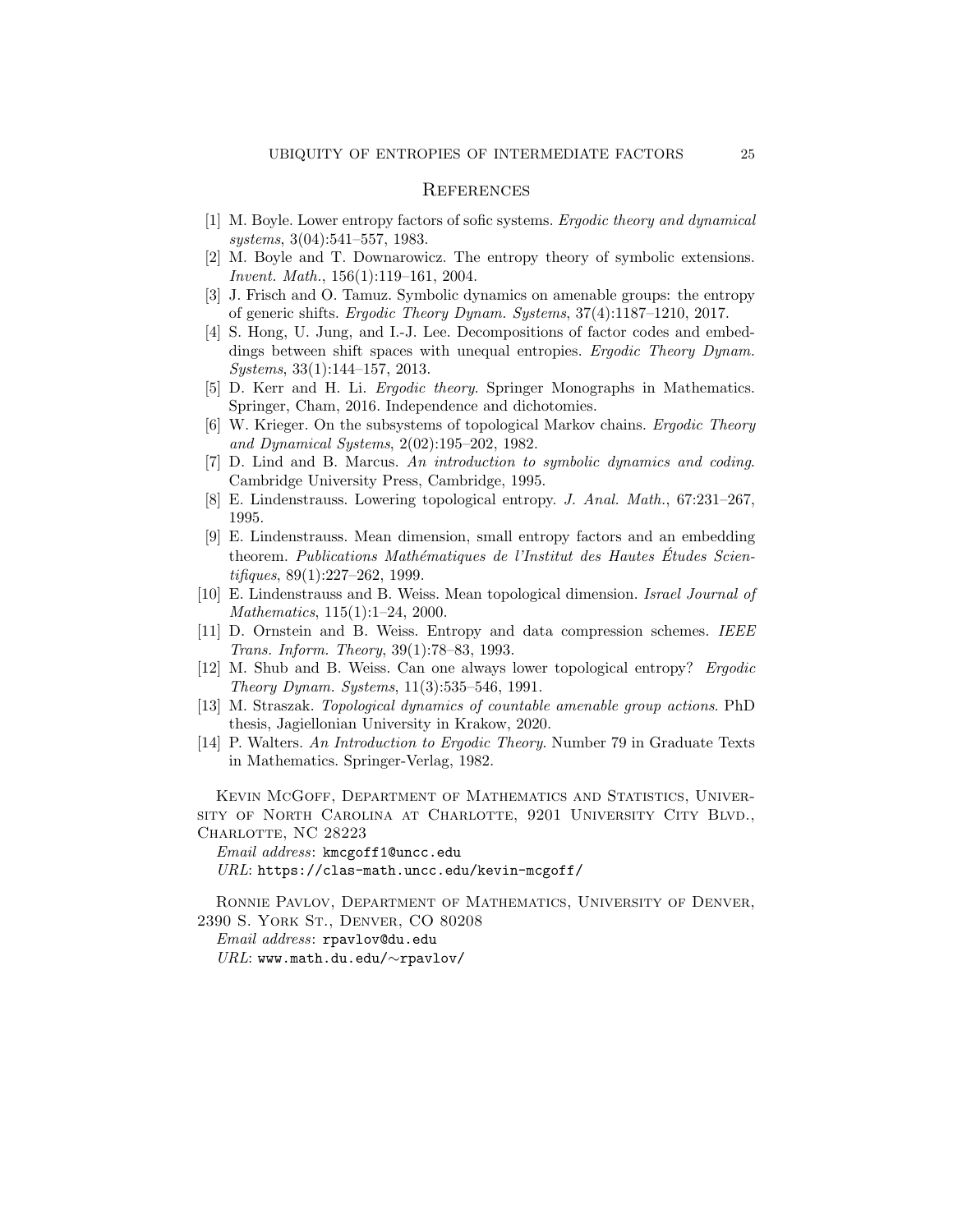## References

[1] M. Boyle. Lower entropy factors of sofic systems. *Ergodic theory and dynamical systems*, 3(04):541–557, 1983.

[2] M. Boyle and T. Downarowicz. The entropy theory of symbolic extensions. *Invent. Math.*, 156(1):119–161, 2004.

[3] J. Frisch and O. Tamuz. Symbolic dynamics on amenable groups: the entropy of generic shifts. *Ergodic Theory Dynam. Systems*, 37(4):1187–1210, 2017.

[4] S. Hong, U. Jung, and I.-J. Lee. Decompositions of factor codes and embeddings between shift spaces with unequal entropies. *Ergodic Theory Dynam. Systems*, 33(1):144–157, 2013.

[5] D. Kerr and H. Li. *Ergodic theory*. Springer Monographs in Mathematics. Springer, Cham, 2016. Independence and dichotomies.

[6] W. Krieger. On the subsystems of topological Markov chains. *Ergodic Theory and Dynamical Systems*, 2(02):195–202, 1982.

[7] D. Lind and B. Marcus. *An introduction to symbolic dynamics and coding*. Cambridge University Press, Cambridge, 1995.

[8] E. Lindenstrauss. Lowering topological entropy. *J. Anal. Math.*, 67:231–267, 1995.

[9] E. Lindenstrauss. Mean dimension, small entropy factors and an embedding theorem. *Publications Mathématiques de l'Institut des Hautes Études Scientifiques*, 89(1):227–262, 1999.

[10] E. Lindenstrauss and B. Weiss. Mean topological dimension. *Israel Journal of Mathematics*, 115(1):1–24, 2000.

[11] D. Ornstein and B. Weiss. Entropy and data compression schemes. *IEEE Trans. Inform. Theory*, 39(1):78–83, 1993.

[12] M. Shub and B. Weiss. Can one always lower topological entropy? *Ergodic Theory Dynam. Systems*, 11(3):535–546, 1991.

[13] M. Straszak. *Topological dynamics of countable amenable group actions*. PhD thesis, Jagiellonian University in Krakow, 2020.

[14] P. Walters. *An Introduction to Ergodic Theory*. Number 79 in Graduate Texts in Mathematics. Springer-Verlag, 1982.

Kevin McGoff, Department of Mathematics and Statistics, University of North Carolina at Charlotte, 9201 University City Blvd., Charlotte, NC 28223

*Email address*: kmcgoff1@uncc.edu

*URL*: https://clas-math.uncc.edu/kevin-mcgoff/

Ronnie Pavlov, Department of Mathematics, University of Denver, 2390 S. York St., Denver, CO 80208

*Email address*: rpavlov@du.edu

*URL*: www.math.du.edu/∼rpavlov/